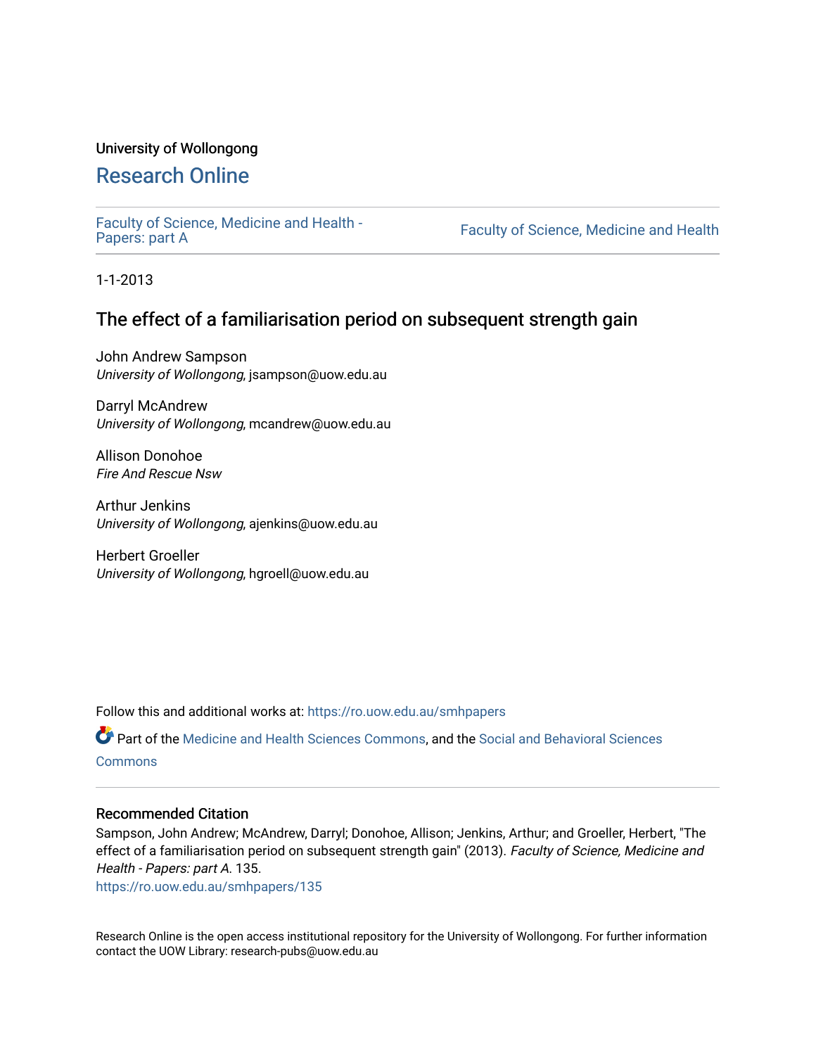University of Wollongong

# Research Online

Faculty of Science, Medicine and Health - Papers: part A | Faculty of Science, Medicine and Health

1-1-2013

## The effect of a familiarisation period on subsequent strength gain

John Andrew Sampson
*University of Wollongong*, jsampson@uow.edu.au

Darryl McAndrew
*University of Wollongong*, mcandrew@uow.edu.au

Allison Donohoe
*Fire And Rescue Nsw*

Arthur Jenkins
*University of Wollongong*, ajenkins@uow.edu.au

Herbert Groeller
*University of Wollongong*, hgroell@uow.edu.au

Follow this and additional works at: https://ro.uow.edu.au/smhpapers

Part of the Medicine and Health Sciences Commons, and the Social and Behavioral Sciences Commons

### Recommended Citation

Sampson, John Andrew; McAndrew, Darryl; Donohoe, Allison; Jenkins, Arthur; and Groeller, Herbert, "The effect of a familiarisation period on subsequent strength gain" (2013). *Faculty of Science, Medicine and Health - Papers: part A*. 135.
https://ro.uow.edu.au/smhpapers/135

Research Online is the open access institutional repository for the University of Wollongong. For further information contact the UOW Library: research-pubs@uow.edu.au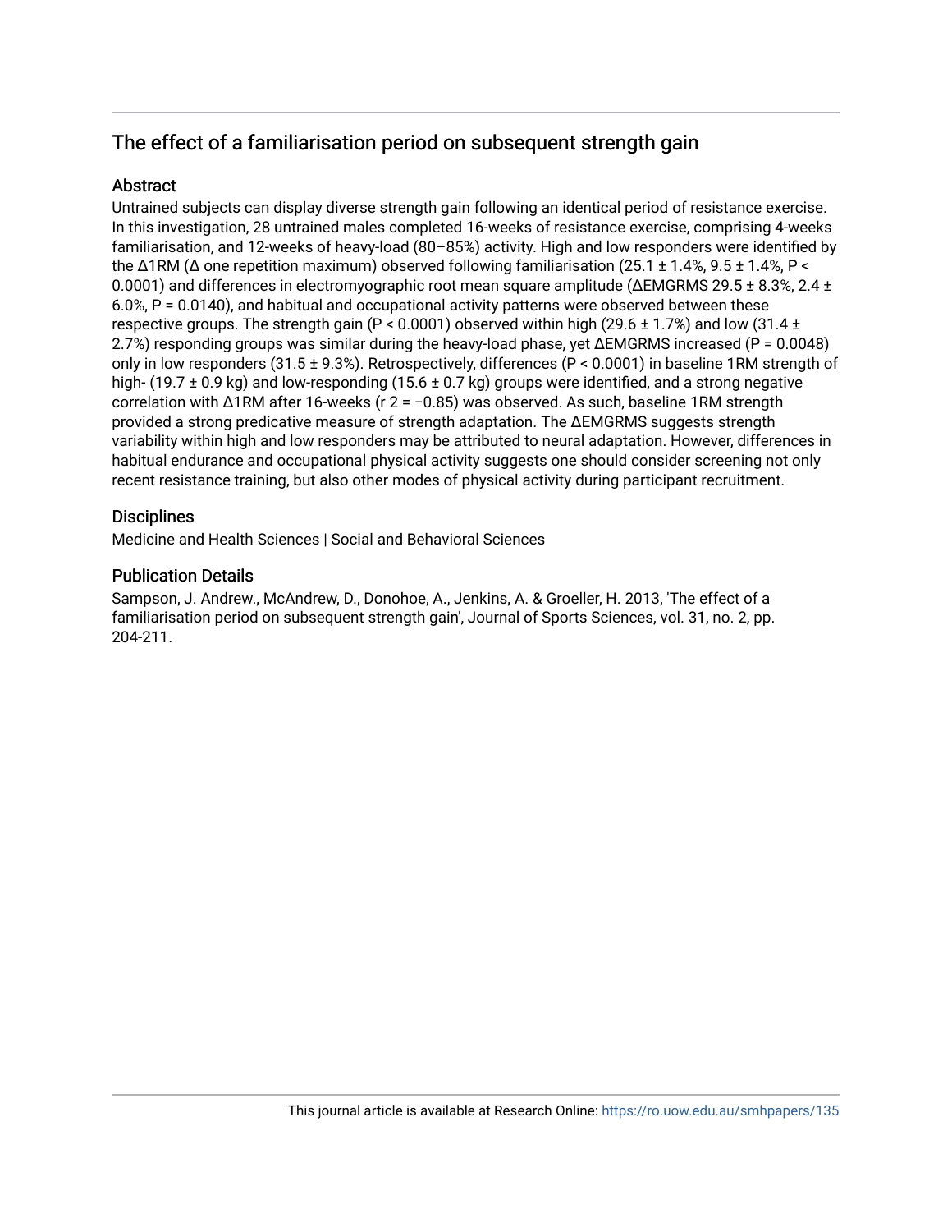## The effect of a familiarisation period on subsequent strength gain

### Abstract

Untrained subjects can display diverse strength gain following an identical period of resistance exercise. In this investigation, 28 untrained males completed 16-weeks of resistance exercise, comprising 4-weeks familiarisation, and 12-weeks of heavy-load (80–85%) activity. High and low responders were identified by the Δ1RM (Δ one repetition maximum) observed following familiarisation (25.1 ± 1.4%, 9.5 ± 1.4%, $P < 0.0001$) and differences in electromyographic root mean square amplitude (ΔEMGRMS 29.5 ± 8.3%, 2.4 ± 6.0%, $P = 0.0140$), and habitual and occupational activity patterns were observed between these respective groups. The strength gain ($P < 0.0001$) observed within high (29.6 ± 1.7%) and low (31.4 ± 2.7%) responding groups was similar during the heavy-load phase, yet ΔEMGRMS increased ($P = 0.0048$) only in low responders (31.5 ± 9.3%). Retrospectively, differences ($P < 0.0001$) in baseline 1RM strength of high- (19.7 ± 0.9 kg) and low-responding (15.6 ± 0.7 kg) groups were identified, and a strong negative correlation with Δ1RM after 16-weeks ($r^2 = -0.85$) was observed. As such, baseline 1RM strength provided a strong predicative measure of strength adaptation. The ΔEMGRMS suggests strength variability within high and low responders may be attributed to neural adaptation. However, differences in habitual endurance and occupational physical activity suggests one should consider screening not only recent resistance training, but also other modes of physical activity during participant recruitment.

### Disciplines

Medicine and Health Sciences | Social and Behavioral Sciences

### Publication Details

Sampson, J. Andrew., McAndrew, D., Donohoe, A., Jenkins, A. & Groeller, H. 2013, 'The effect of a familiarisation period on subsequent strength gain', Journal of Sports Sciences, vol. 31, no. 2, pp. 204-211.

This journal article is available at Research Online: https://ro.uow.edu.au/smhpapers/135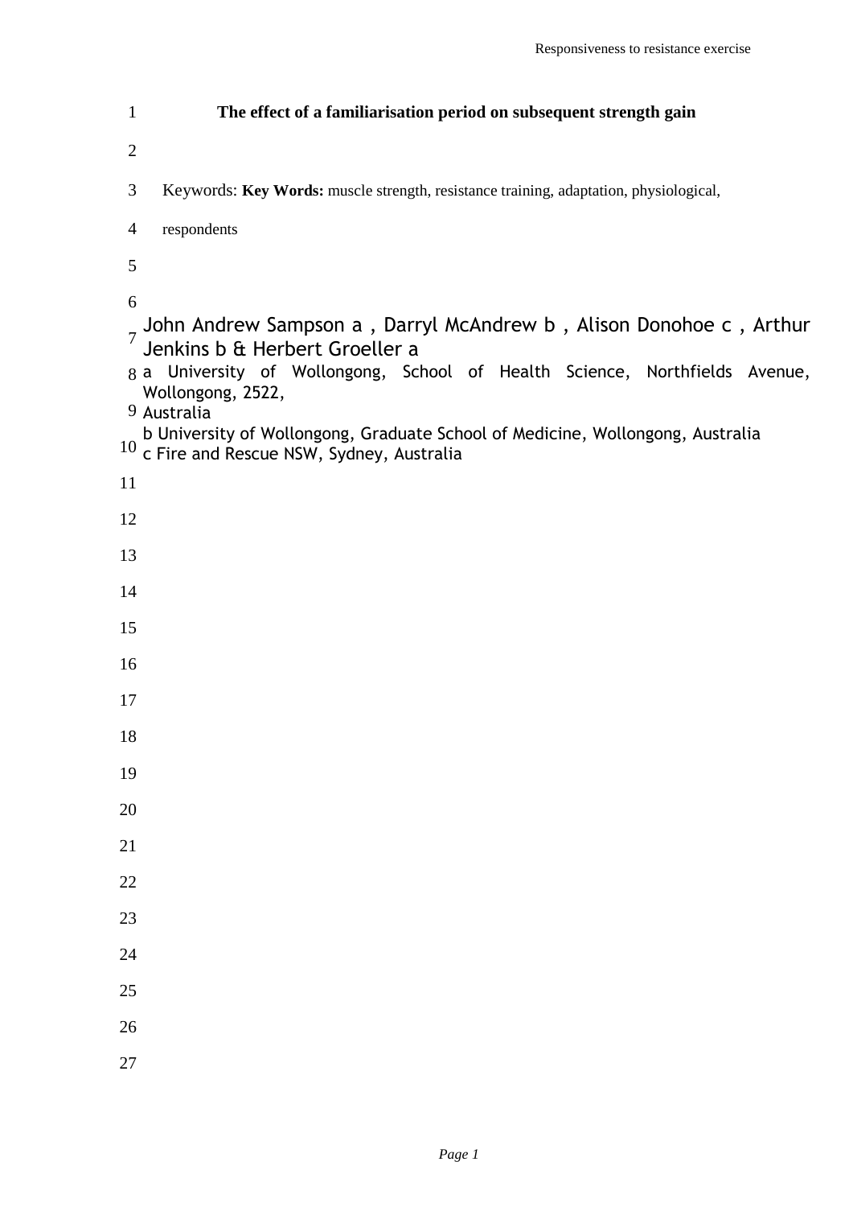# The effect of a familiarisation period on subsequent strength gain

Keywords: **Key Words:** muscle strength, resistance training, adaptation, physiological, respondents

John Andrew Sampson a , Darryl McAndrew b , Alison Donohoe c , Arthur Jenkins b & Herbert Groeller a

a University of Wollongong, School of Health Science, Northfields Avenue, Wollongong, 2522, Australia

b University of Wollongong, Graduate School of Medicine, Wollongong, Australia

c Fire and Rescue NSW, Sydney, Australia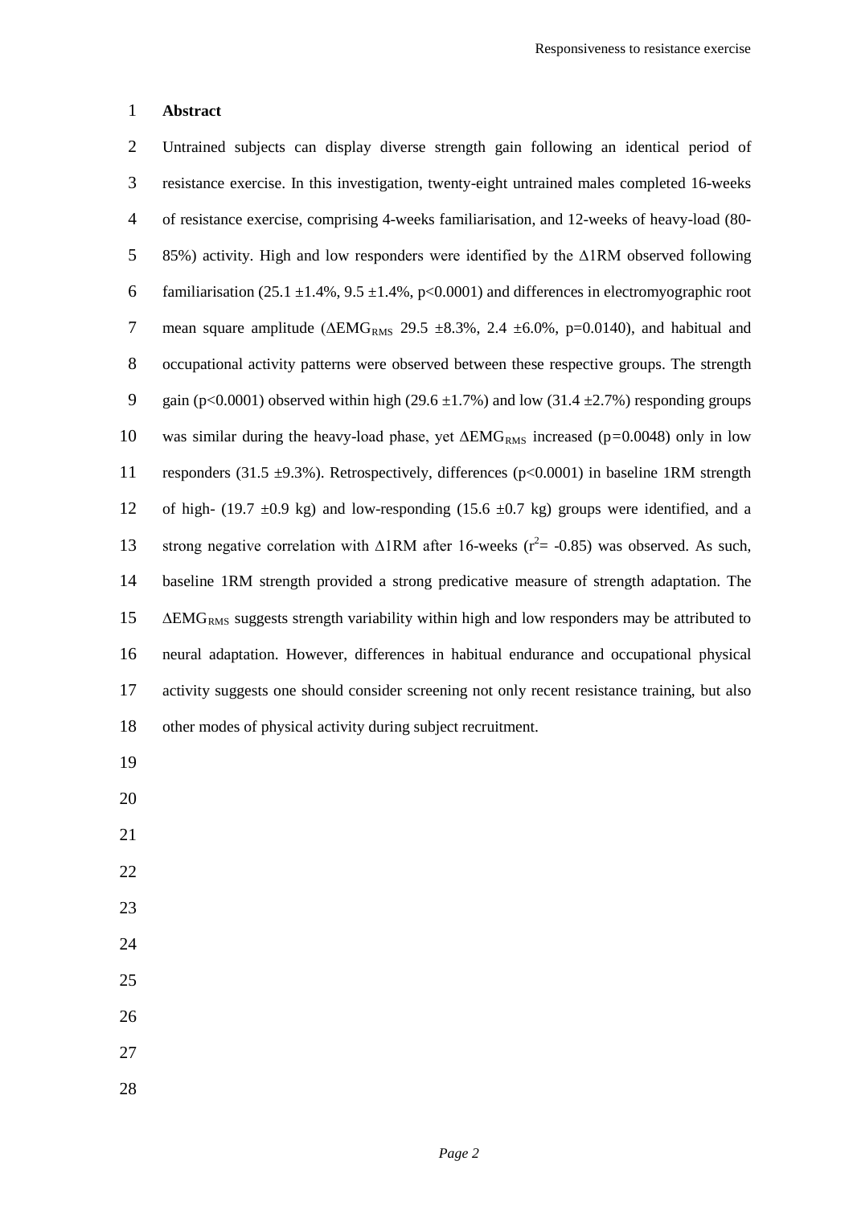## Abstract

Untrained subjects can display diverse strength gain following an identical period of resistance exercise. In this investigation, twenty-eight untrained males completed 16-weeks of resistance exercise, comprising 4-weeks familiarisation, and 12-weeks of heavy-load (80-85%) activity. High and low responders were identified by the $\Delta$1RM observed following familiarisation (25.1 ±1.4%, 9.5 ±1.4%, $p<0.0001$) and differences in electromyographic root mean square amplitude ($\Delta EMG_{RMS}$ 29.5 ±8.3%, 2.4 ±6.0%, $p=0.0140$), and habitual and occupational activity patterns were observed between these respective groups. The strength gain ($p<0.0001$) observed within high (29.6 ±1.7%) and low (31.4 ±2.7%) responding groups was similar during the heavy-load phase, yet $\Delta EMG_{RMS}$ increased ($p=0.0048$) only in low responders (31.5 ±9.3%). Retrospectively, differences ($p<0.0001$) in baseline 1RM strength of high- (19.7 ±0.9 kg) and low-responding (15.6 ±0.7 kg) groups were identified, and a strong negative correlation with $\Delta$1RM after 16-weeks ($r^2= -0.85$) was observed. As such, baseline 1RM strength provided a strong predicative measure of strength adaptation. The $\Delta EMG_{RMS}$ suggests strength variability within high and low responders may be attributed to neural adaptation. However, differences in habitual endurance and occupational physical activity suggests one should consider screening not only recent resistance training, but also other modes of physical activity during subject recruitment.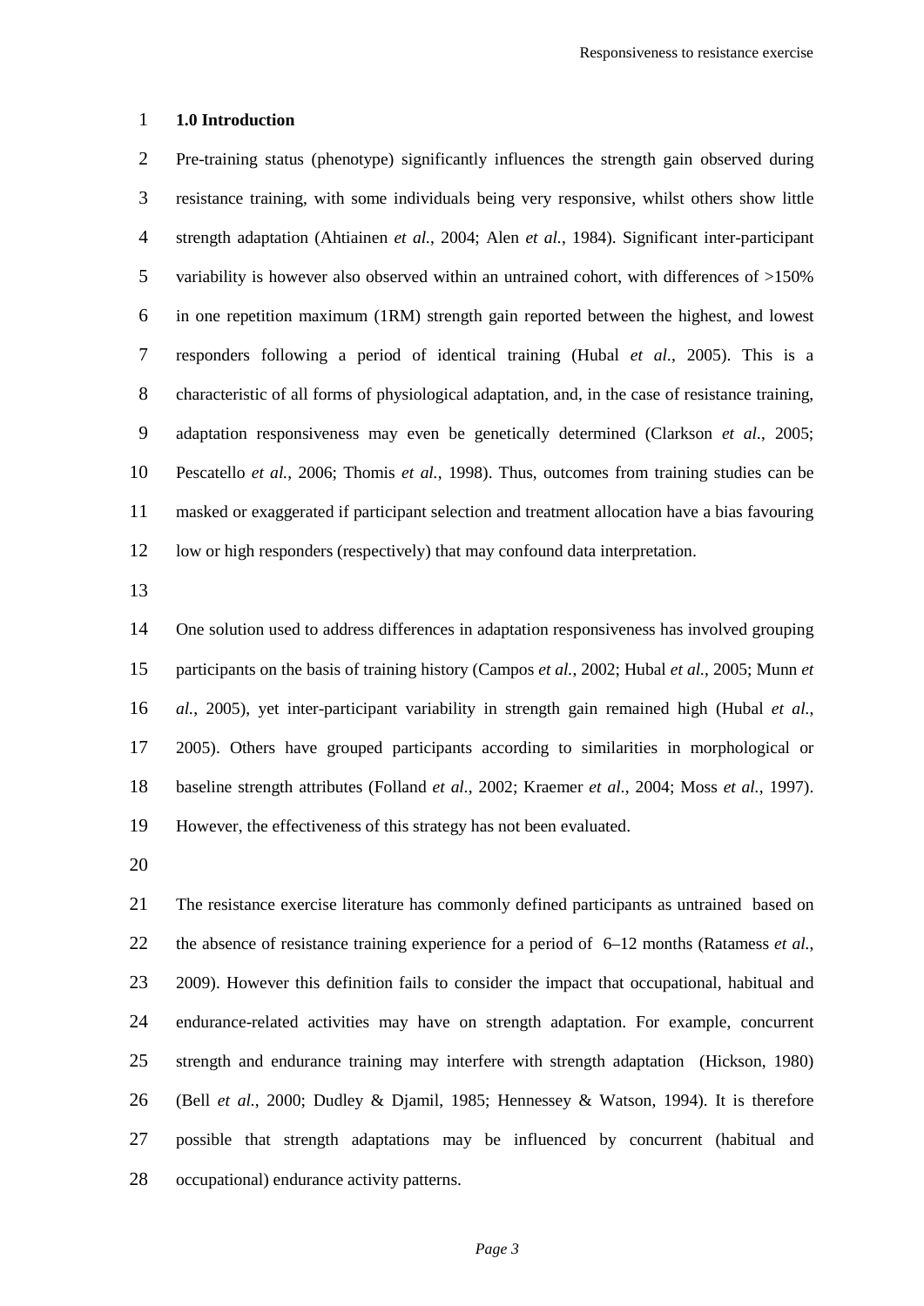## 1.0 Introduction

Pre-training status (phenotype) significantly influences the strength gain observed during resistance training, with some individuals being very responsive, whilst others show little strength adaptation (Ahtiainen *et al.*, 2004; Alen *et al.*, 1984). Significant inter-participant variability is however also observed within an untrained cohort, with differences of >150% in one repetition maximum (1RM) strength gain reported between the highest, and lowest responders following a period of identical training (Hubal *et al*., 2005). This is a characteristic of all forms of physiological adaptation, and, in the case of resistance training, adaptation responsiveness may even be genetically determined (Clarkson *et al.*, 2005; Pescatello *et al.*, 2006; Thomis *et al.*, 1998). Thus, outcomes from training studies can be masked or exaggerated if participant selection and treatment allocation have a bias favouring low or high responders (respectively) that may confound data interpretation.

One solution used to address differences in adaptation responsiveness has involved grouping participants on the basis of training history (Campos *et al.*, 2002; Hubal *et al.*, 2005; Munn *et al.*, 2005), yet inter-participant variability in strength gain remained high (Hubal *et al.*, 2005). Others have grouped participants according to similarities in morphological or baseline strength attributes (Folland *et al.*, 2002; Kraemer *et al.*, 2004; Moss *et al.*, 1997). However, the effectiveness of this strategy has not been evaluated.

The resistance exercise literature has commonly defined participants as untrained based on the absence of resistance training experience for a period of 6–12 months (Ratamess *et al.*, 2009). However this definition fails to consider the impact that occupational, habitual and endurance-related activities may have on strength adaptation. For example, concurrent strength and endurance training may interfere with strength adaptation (Hickson, 1980) (Bell *et al.*, 2000; Dudley & Djamil, 1985; Hennessey & Watson, 1994). It is therefore possible that strength adaptations may be influenced by concurrent (habitual and occupational) endurance activity patterns.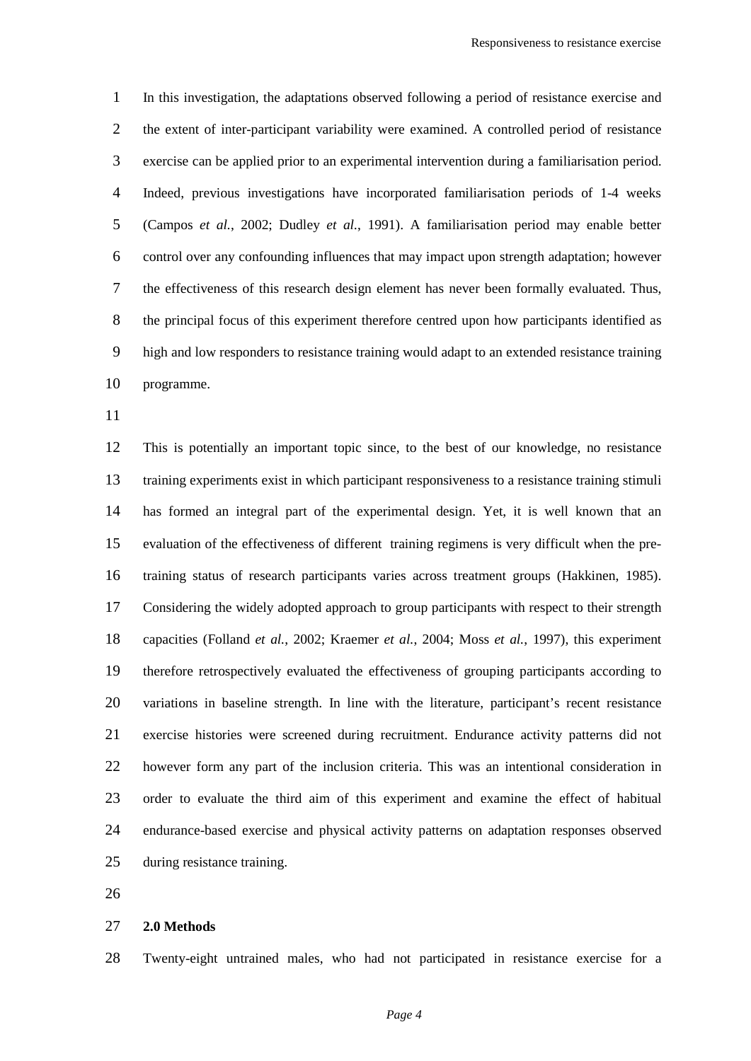In this investigation, the adaptations observed following a period of resistance exercise and the extent of inter-participant variability were examined. A controlled period of resistance exercise can be applied prior to an experimental intervention during a familiarisation period. Indeed, previous investigations have incorporated familiarisation periods of 1-4 weeks (Campos *et al.*, 2002; Dudley *et al.*, 1991). A familiarisation period may enable better control over any confounding influences that may impact upon strength adaptation; however the effectiveness of this research design element has never been formally evaluated. Thus, the principal focus of this experiment therefore centred upon how participants identified as high and low responders to resistance training would adapt to an extended resistance training programme.

This is potentially an important topic since, to the best of our knowledge, no resistance training experiments exist in which participant responsiveness to a resistance training stimuli has formed an integral part of the experimental design. Yet, it is well known that an evaluation of the effectiveness of different training regimens is very difficult when the pre-training status of research participants varies across treatment groups (Hakkinen, 1985). Considering the widely adopted approach to group participants with respect to their strength capacities (Folland *et al.*, 2002; Kraemer *et al.*, 2004; Moss *et al.*, 1997), this experiment therefore retrospectively evaluated the effectiveness of grouping participants according to variations in baseline strength. In line with the literature, participant's recent resistance exercise histories were screened during recruitment. Endurance activity patterns did not however form any part of the inclusion criteria. This was an intentional consideration in order to evaluate the third aim of this experiment and examine the effect of habitual endurance-based exercise and physical activity patterns on adaptation responses observed during resistance training.

## 2.0 Methods

Twenty-eight untrained males, who had not participated in resistance exercise for a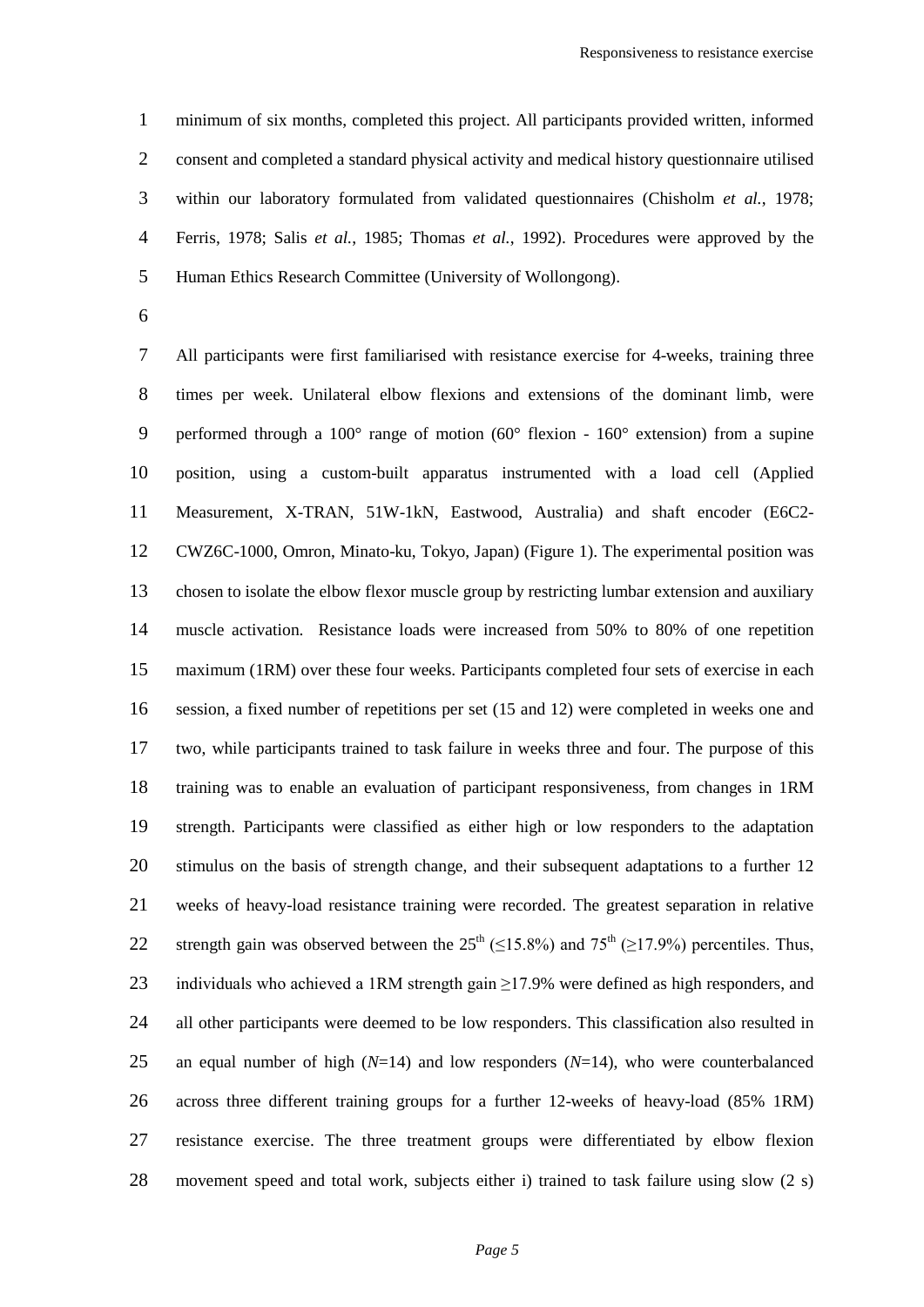minimum of six months, completed this project. All participants provided written, informed consent and completed a standard physical activity and medical history questionnaire utilised within our laboratory formulated from validated questionnaires (Chisholm *et al.*, 1978; Ferris, 1978; Salis *et al.*, 1985; Thomas *et al.*, 1992). Procedures were approved by the Human Ethics Research Committee (University of Wollongong).

All participants were first familiarised with resistance exercise for 4-weeks, training three times per week. Unilateral elbow flexions and extensions of the dominant limb, were performed through a 100° range of motion (60° flexion - 160° extension) from a supine position, using a custom-built apparatus instrumented with a load cell (Applied Measurement, X-TRAN, 51W-1kN, Eastwood, Australia) and shaft encoder (E6C2-CWZ6C-1000, Omron, Minato-ku, Tokyo, Japan) (Figure 1). The experimental position was chosen to isolate the elbow flexor muscle group by restricting lumbar extension and auxiliary muscle activation. Resistance loads were increased from 50% to 80% of one repetition maximum (1RM) over these four weeks. Participants completed four sets of exercise in each session, a fixed number of repetitions per set (15 and 12) were completed in weeks one and two, while participants trained to task failure in weeks three and four. The purpose of this training was to enable an evaluation of participant responsiveness, from changes in 1RM strength. Participants were classified as either high or low responders to the adaptation stimulus on the basis of strength change, and their subsequent adaptations to a further 12 weeks of heavy-load resistance training were recorded. The greatest separation in relative strength gain was observed between the $25^{th}$ ($\leq$15.8%) and $75^{th}$ ($\geq$17.9%) percentiles. Thus, individuals who achieved a 1RM strength gain $\geq$17.9% were defined as high responders, and all other participants were deemed to be low responders. This classification also resulted in an equal number of high ($N$=14) and low responders ($N$=14), who were counterbalanced across three different training groups for a further 12-weeks of heavy-load (85% 1RM) resistance exercise. The three treatment groups were differentiated by elbow flexion movement speed and total work, subjects either i) trained to task failure using slow (2 s)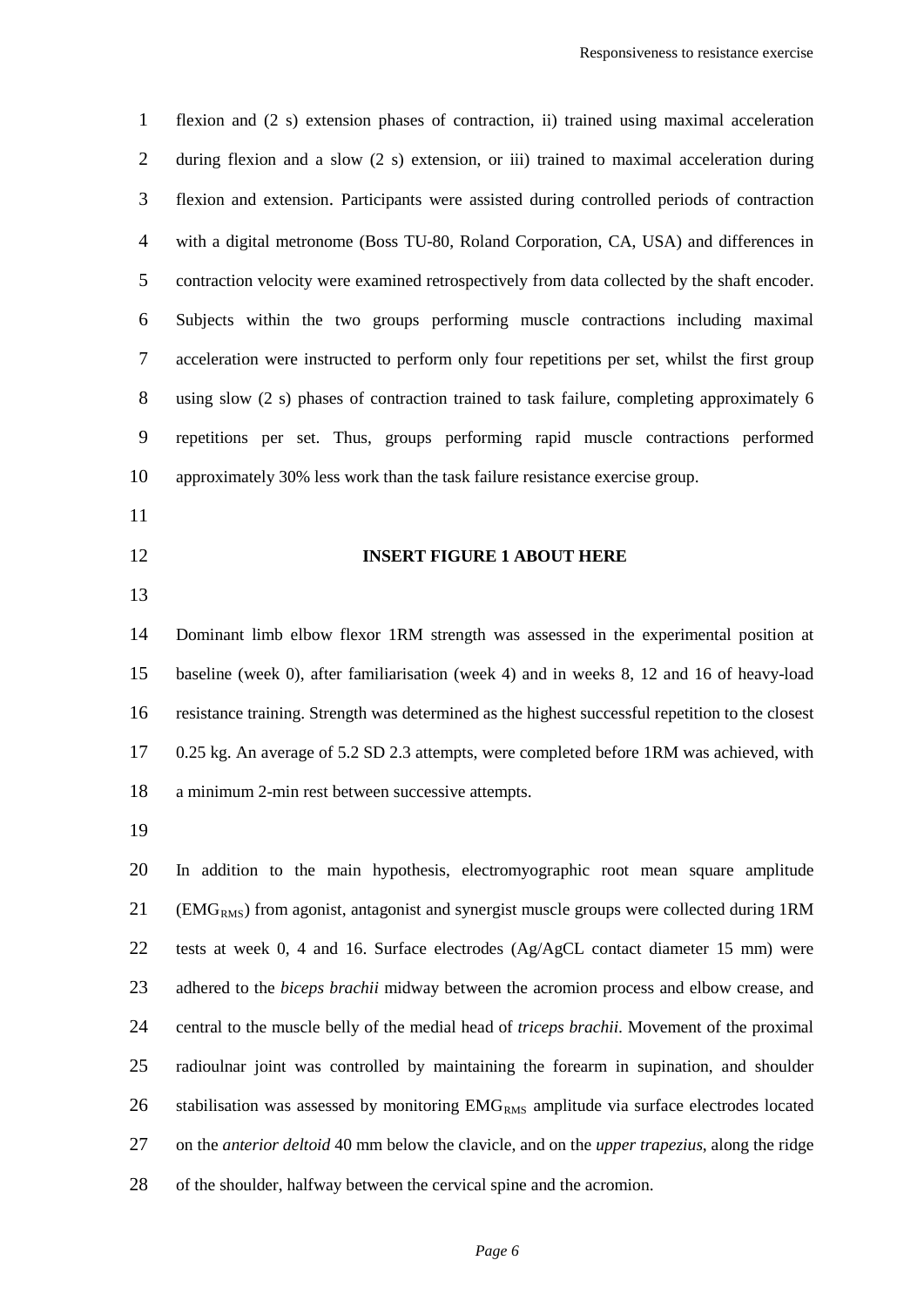flexion and (2 s) extension phases of contraction, ii) trained using maximal acceleration during flexion and a slow (2 s) extension, or iii) trained to maximal acceleration during flexion and extension. Participants were assisted during controlled periods of contraction with a digital metronome (Boss TU-80, Roland Corporation, CA, USA) and differences in contraction velocity were examined retrospectively from data collected by the shaft encoder. Subjects within the two groups performing muscle contractions including maximal acceleration were instructed to perform only four repetitions per set, whilst the first group using slow (2 s) phases of contraction trained to task failure, completing approximately 6 repetitions per set. Thus, groups performing rapid muscle contractions performed approximately 30% less work than the task failure resistance exercise group.

**INSERT FIGURE 1 ABOUT HERE**

Dominant limb elbow flexor 1RM strength was assessed in the experimental position at baseline (week 0), after familiarisation (week 4) and in weeks 8, 12 and 16 of heavy-load resistance training. Strength was determined as the highest successful repetition to the closest 0.25 kg. An average of 5.2 SD 2.3 attempts, were completed before 1RM was achieved, with a minimum 2-min rest between successive attempts.

In addition to the main hypothesis, electromyographic root mean square amplitude ($EMG_{RMS}$) from agonist, antagonist and synergist muscle groups were collected during 1RM tests at week 0, 4 and 16. Surface electrodes (Ag/AgCL contact diameter 15 mm) were adhered to the *biceps brachii* midway between the acromion process and elbow crease, and central to the muscle belly of the medial head of *triceps brachii*. Movement of the proximal radioulnar joint was controlled by maintaining the forearm in supination, and shoulder stabilisation was assessed by monitoring $EMG_{RMS}$ amplitude via surface electrodes located on the *anterior deltoid* 40 mm below the clavicle, and on the *upper trapezius*, along the ridge of the shoulder, halfway between the cervical spine and the acromion.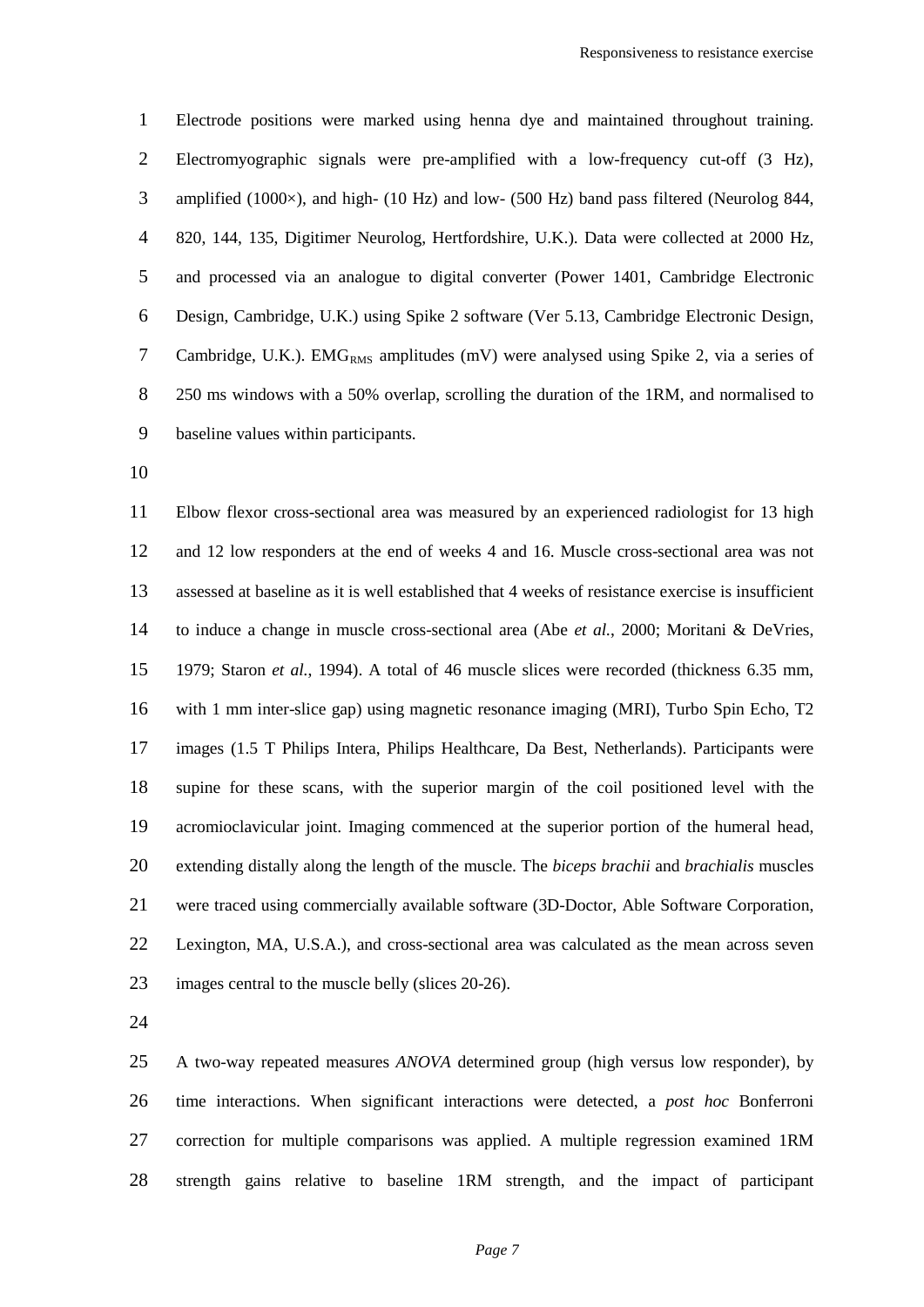Electrode positions were marked using henna dye and maintained throughout training. Electromyographic signals were pre-amplified with a low-frequency cut-off (3 Hz), amplified (1000×), and high- (10 Hz) and low- (500 Hz) band pass filtered (Neurolog 844, 820, 144, 135, Digitimer Neurolog, Hertfordshire, U.K.). Data were collected at 2000 Hz, and processed via an analogue to digital converter (Power 1401, Cambridge Electronic Design, Cambridge, U.K.) using Spike 2 software (Ver 5.13, Cambridge Electronic Design, Cambridge, U.K.). $EMG_{RMS}$ amplitudes (mV) were analysed using Spike 2, via a series of 250 ms windows with a 50% overlap, scrolling the duration of the 1RM, and normalised to baseline values within participants.

Elbow flexor cross-sectional area was measured by an experienced radiologist for 13 high and 12 low responders at the end of weeks 4 and 16. Muscle cross-sectional area was not assessed at baseline as it is well established that 4 weeks of resistance exercise is insufficient to induce a change in muscle cross-sectional area (Abe *et al.*, 2000; Moritani & DeVries, 1979; Staron *et al.*, 1994). A total of 46 muscle slices were recorded (thickness 6.35 mm, with 1 mm inter-slice gap) using magnetic resonance imaging (MRI), Turbo Spin Echo, T2 images (1.5 T Philips Intera, Philips Healthcare, Da Best, Netherlands). Participants were supine for these scans, with the superior margin of the coil positioned level with the acromioclavicular joint. Imaging commenced at the superior portion of the humeral head, extending distally along the length of the muscle. The *biceps brachii* and *brachialis* muscles were traced using commercially available software (3D-Doctor, Able Software Corporation, Lexington, MA, U.S.A.), and cross-sectional area was calculated as the mean across seven images central to the muscle belly (slices 20-26).

A two-way repeated measures *ANOVA* determined group (high versus low responder), by time interactions. When significant interactions were detected, a *post hoc* Bonferroni correction for multiple comparisons was applied. A multiple regression examined 1RM strength gains relative to baseline 1RM strength, and the impact of participant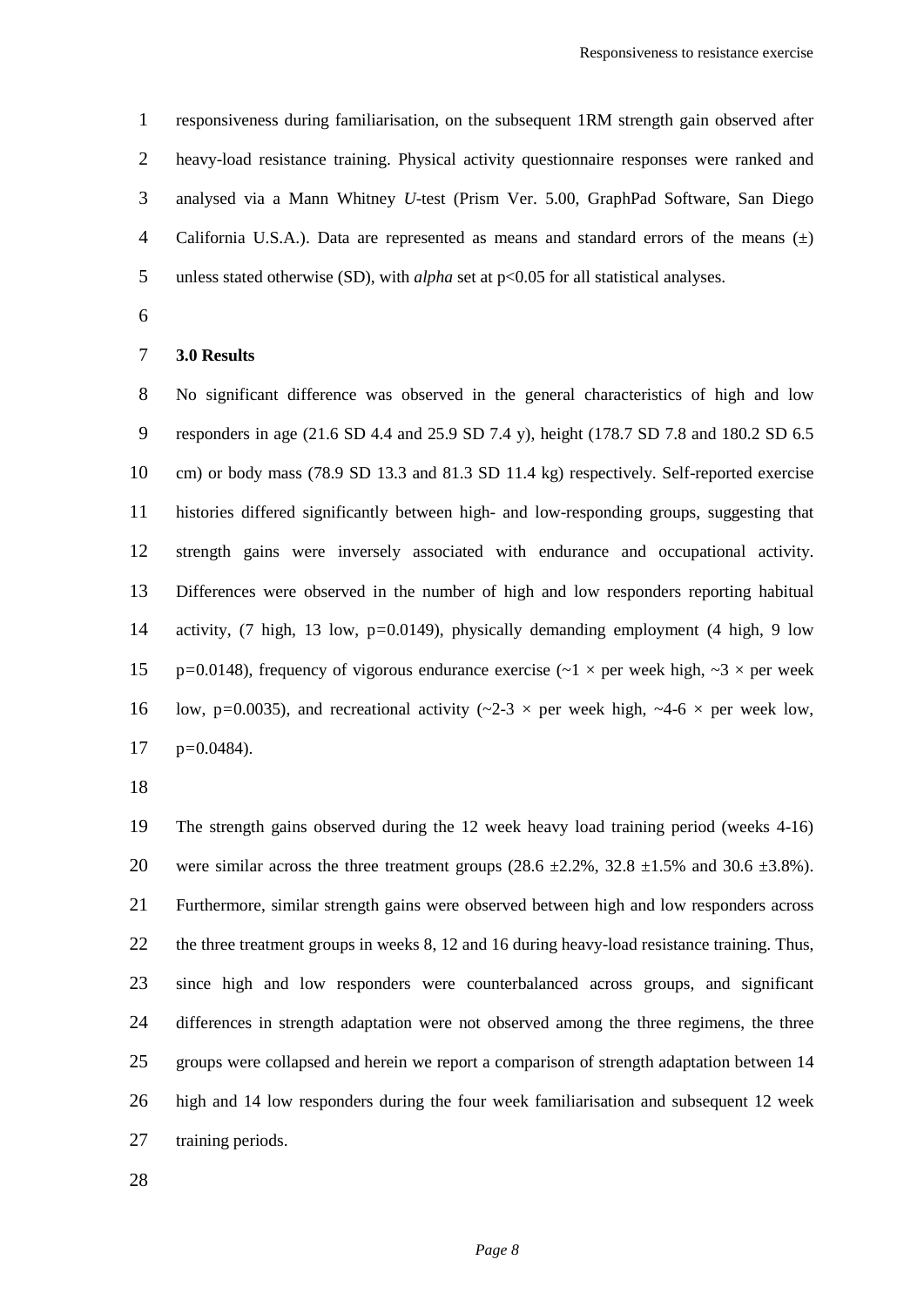responsiveness during familiarisation, on the subsequent 1RM strength gain observed after heavy-load resistance training. Physical activity questionnaire responses were ranked and analysed via a Mann Whitney *U*-test (Prism Ver. 5.00, GraphPad Software, San Diego California U.S.A.). Data are represented as means and standard errors of the means (±) unless stated otherwise (SD), with *alpha* set at $p<0.05$ for all statistical analyses.

**3.0 Results**

No significant difference was observed in the general characteristics of high and low responders in age (21.6 SD 4.4 and 25.9 SD 7.4 y), height (178.7 SD 7.8 and 180.2 SD 6.5 cm) or body mass (78.9 SD 13.3 and 81.3 SD 11.4 kg) respectively. Self-reported exercise histories differed significantly between high- and low-responding groups, suggesting that strength gains were inversely associated with endurance and occupational activity. Differences were observed in the number of high and low responders reporting habitual activity, (7 high, 13 low, $p=0.0149$), physically demanding employment (4 high, 9 low $p=0.0148$), frequency of vigorous endurance exercise (~1 × per week high, ~3 × per week low, $p=0.0035$), and recreational activity (~2-3 × per week high, ~4-6 × per week low, $p=0.0484$).

The strength gains observed during the 12 week heavy load training period (weeks 4-16) were similar across the three treatment groups (28.6 ±2.2%, 32.8 ±1.5% and 30.6 ±3.8%). Furthermore, similar strength gains were observed between high and low responders across the three treatment groups in weeks 8, 12 and 16 during heavy-load resistance training. Thus, since high and low responders were counterbalanced across groups, and significant differences in strength adaptation were not observed among the three regimens, the three groups were collapsed and herein we report a comparison of strength adaptation between 14 high and 14 low responders during the four week familiarisation and subsequent 12 week training periods.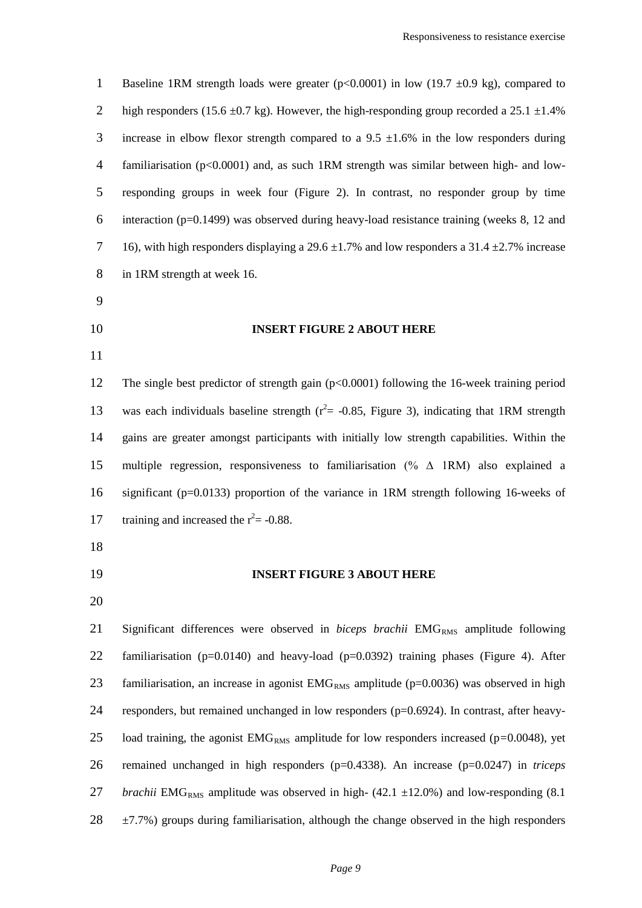Baseline 1RM strength loads were greater ($p<0.0001$) in low (19.7 ±0.9 kg), compared to high responders (15.6 ±0.7 kg). However, the high-responding group recorded a 25.1 ±1.4% increase in elbow flexor strength compared to a 9.5 ±1.6% in the low responders during familiarisation ($p<0.0001$) and, as such 1RM strength was similar between high- and low-responding groups in week four (Figure 2). In contrast, no responder group by time interaction ($p=0.1499$) was observed during heavy-load resistance training (weeks 8, 12 and 16), with high responders displaying a 29.6 ±1.7% and low responders a 31.4 ±2.7% increase in 1RM strength at week 16.

**INSERT FIGURE 2 ABOUT HERE**

The single best predictor of strength gain ($p<0.0001$) following the 16-week training period was each individuals baseline strength ($r^2= -0.85$, Figure 3), indicating that 1RM strength gains are greater amongst participants with initially low strength capabilities. Within the multiple regression, responsiveness to familiarisation (% $\Delta$ 1RM) also explained a significant ($p=0.0133$) proportion of the variance in 1RM strength following 16-weeks of training and increased the $r^2= -0.88$.

**INSERT FIGURE 3 ABOUT HERE**

Significant differences were observed in *biceps brachii* $EMG_{RMS}$ amplitude following familiarisation ($p=0.0140$) and heavy-load ($p=0.0392$) training phases (Figure 4). After familiarisation, an increase in agonist $EMG_{RMS}$ amplitude ($p=0.0036$) was observed in high responders, but remained unchanged in low responders ($p=0.6924$). In contrast, after heavy-load training, the agonist $EMG_{RMS}$ amplitude for low responders increased ($p=0.0048$), yet remained unchanged in high responders ($p=0.4338$). An increase ($p=0.0247$) in *triceps brachii* $EMG_{RMS}$ amplitude was observed in high- (42.1 ±12.0%) and low-responding (8.1 ±7.7%) groups during familiarisation, although the change observed in the high responders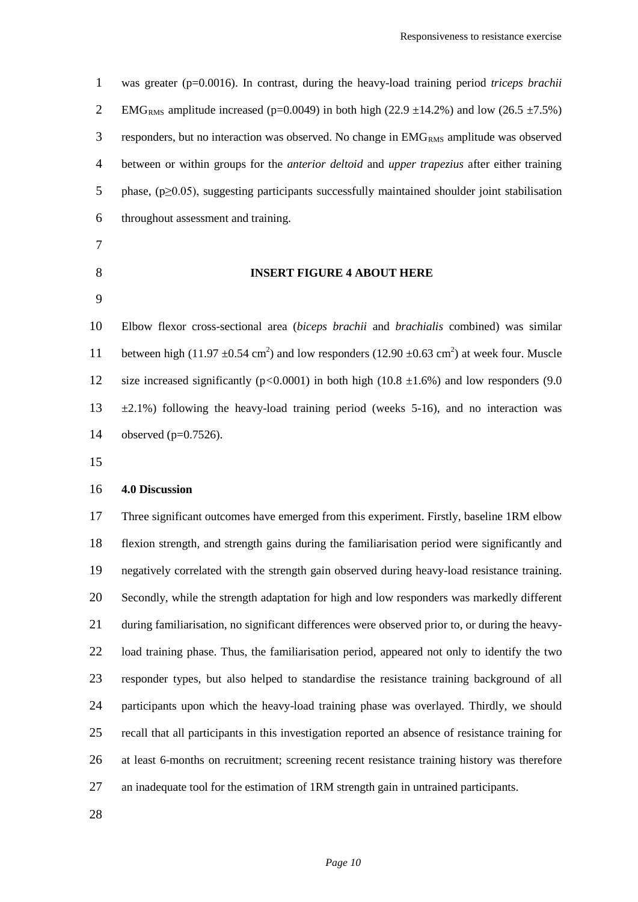was greater (p=0.0016). In contrast, during the heavy-load training period *triceps brachii* $EMG_{RMS}$ amplitude increased (p=0.0049) in both high (22.9 ±14.2%) and low (26.5 ±7.5%) responders, but no interaction was observed. No change in $EMG_{RMS}$ amplitude was observed between or within groups for the *anterior deltoid* and *upper trapezius* after either training phase, ($p \geq 0.05$), suggesting participants successfully maintained shoulder joint stabilisation throughout assessment and training.

**INSERT FIGURE 4 ABOUT HERE**

Elbow flexor cross-sectional area (*biceps brachii* and *brachialis* combined) was similar between high (11.97 ±0.54 $cm^2$) and low responders (12.90 ±0.63 $cm^2$) at week four. Muscle size increased significantly ($p<0.0001$) in both high (10.8 ±1.6%) and low responders (9.0 ±2.1%) following the heavy-load training period (weeks 5-16), and no interaction was observed (p=0.7526).

### 4.0 Discussion

Three significant outcomes have emerged from this experiment. Firstly, baseline 1RM elbow flexion strength, and strength gains during the familiarisation period were significantly and negatively correlated with the strength gain observed during heavy-load resistance training. Secondly, while the strength adaptation for high and low responders was markedly different during familiarisation, no significant differences were observed prior to, or during the heavy-load training phase. Thus, the familiarisation period, appeared not only to identify the two responder types, but also helped to standardise the resistance training background of all participants upon which the heavy-load training phase was overlayed. Thirdly, we should recall that all participants in this investigation reported an absence of resistance training for at least 6-months on recruitment; screening recent resistance training history was therefore an inadequate tool for the estimation of 1RM strength gain in untrained participants.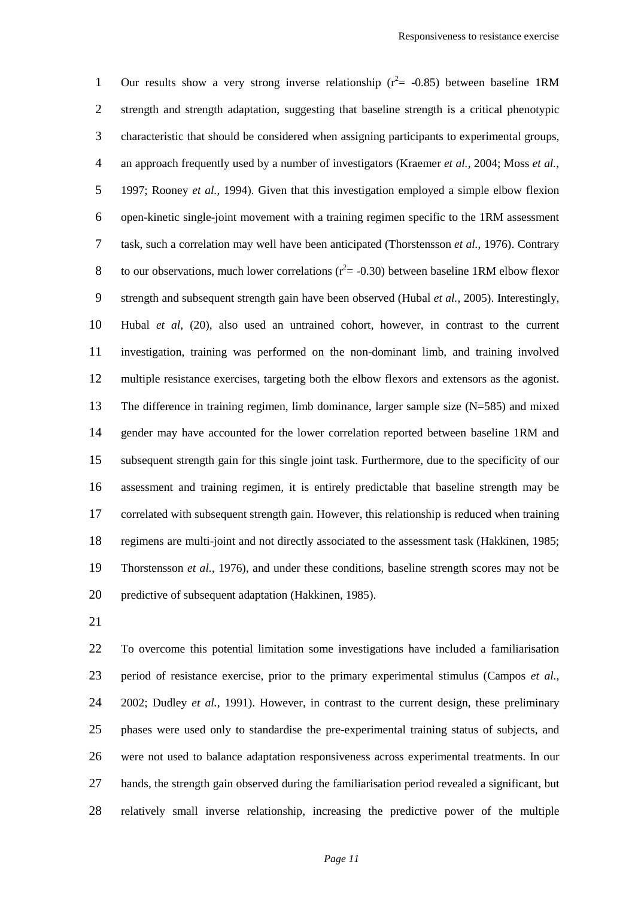Our results show a very strong inverse relationship ($r^2$= -0.85) between baseline 1RM strength and strength adaptation, suggesting that baseline strength is a critical phenotypic characteristic that should be considered when assigning participants to experimental groups, an approach frequently used by a number of investigators (Kraemer *et al.*, 2004; Moss *et al.*, 1997; Rooney *et al.*, 1994). Given that this investigation employed a simple elbow flexion open-kinetic single-joint movement with a training regimen specific to the 1RM assessment task, such a correlation may well have been anticipated (Thorstensson *et al.*, 1976). Contrary to our observations, much lower correlations ($r^2$= -0.30) between baseline 1RM elbow flexor strength and subsequent strength gain have been observed (Hubal *et al.*, 2005). Interestingly, Hubal *et al*, (20), also used an untrained cohort, however, in contrast to the current investigation, training was performed on the non-dominant limb, and training involved multiple resistance exercises, targeting both the elbow flexors and extensors as the agonist. The difference in training regimen, limb dominance, larger sample size (N=585) and mixed gender may have accounted for the lower correlation reported between baseline 1RM and subsequent strength gain for this single joint task. Furthermore, due to the specificity of our assessment and training regimen, it is entirely predictable that baseline strength may be correlated with subsequent strength gain. However, this relationship is reduced when training regimens are multi-joint and not directly associated to the assessment task (Hakkinen, 1985; Thorstensson *et al.*, 1976), and under these conditions, baseline strength scores may not be predictive of subsequent adaptation (Hakkinen, 1985).

To overcome this potential limitation some investigations have included a familiarisation period of resistance exercise, prior to the primary experimental stimulus (Campos *et al.*, 2002; Dudley *et al.*, 1991). However, in contrast to the current design, these preliminary phases were used only to standardise the pre-experimental training status of subjects, and were not used to balance adaptation responsiveness across experimental treatments. In our hands, the strength gain observed during the familiarisation period revealed a significant, but relatively small inverse relationship, increasing the predictive power of the multiple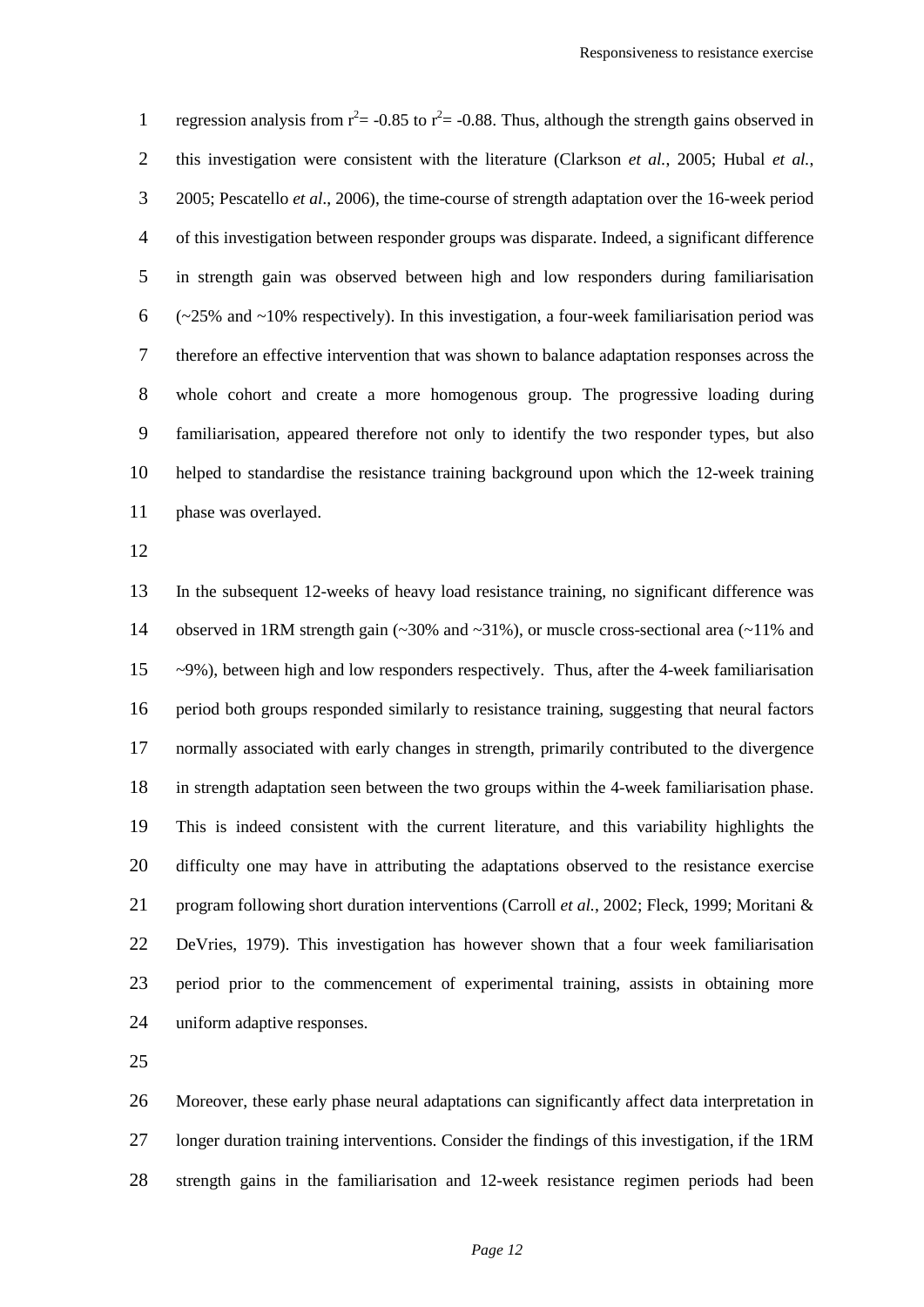regression analysis from $r^2 = -0.85$ to $r^2 = -0.88$. Thus, although the strength gains observed in this investigation were consistent with the literature (Clarkson *et al.*, 2005; Hubal *et al.*, 2005; Pescatello *et al*., 2006), the time-course of strength adaptation over the 16-week period of this investigation between responder groups was disparate. Indeed, a significant difference in strength gain was observed between high and low responders during familiarisation (~25% and ~10% respectively). In this investigation, a four-week familiarisation period was therefore an effective intervention that was shown to balance adaptation responses across the whole cohort and create a more homogenous group. The progressive loading during familiarisation, appeared therefore not only to identify the two responder types, but also helped to standardise the resistance training background upon which the 12-week training phase was overlayed.

In the subsequent 12-weeks of heavy load resistance training, no significant difference was observed in 1RM strength gain (~30% and ~31%), or muscle cross-sectional area (~11% and ~9%), between high and low responders respectively. Thus, after the 4-week familiarisation period both groups responded similarly to resistance training, suggesting that neural factors normally associated with early changes in strength, primarily contributed to the divergence in strength adaptation seen between the two groups within the 4-week familiarisation phase. This is indeed consistent with the current literature, and this variability highlights the difficulty one may have in attributing the adaptations observed to the resistance exercise program following short duration interventions (Carroll *et al.*, 2002; Fleck, 1999; Moritani & DeVries, 1979). This investigation has however shown that a four week familiarisation period prior to the commencement of experimental training, assists in obtaining more uniform adaptive responses.

Moreover, these early phase neural adaptations can significantly affect data interpretation in longer duration training interventions. Consider the findings of this investigation, if the 1RM strength gains in the familiarisation and 12-week resistance regimen periods had been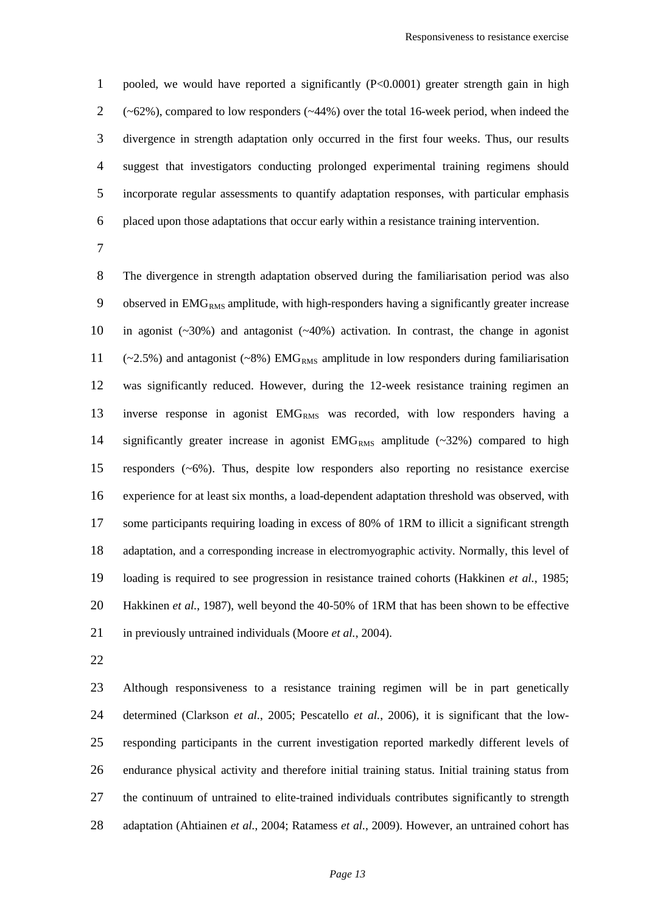pooled, we would have reported a significantly ($P<0.0001$) greater strength gain in high (~62%), compared to low responders (~44%) over the total 16-week period, when indeed the divergence in strength adaptation only occurred in the first four weeks. Thus, our results suggest that investigators conducting prolonged experimental training regimens should incorporate regular assessments to quantify adaptation responses, with particular emphasis placed upon those adaptations that occur early within a resistance training intervention.

The divergence in strength adaptation observed during the familiarisation period was also observed in $EMG_{RMS}$ amplitude, with high-responders having a significantly greater increase in agonist (~30%) and antagonist (~40%) activation. In contrast, the change in agonist (~2.5%) and antagonist (~8%) $EMG_{RMS}$ amplitude in low responders during familiarisation was significantly reduced. However, during the 12-week resistance training regimen an inverse response in agonist $EMG_{RMS}$ was recorded, with low responders having a significantly greater increase in agonist $EMG_{RMS}$ amplitude (~32%) compared to high responders (~6%). Thus, despite low responders also reporting no resistance exercise experience for at least six months, a load-dependent adaptation threshold was observed, with some participants requiring loading in excess of 80% of 1RM to illicit a significant strength adaptation, and a corresponding increase in electromyographic activity. Normally, this level of loading is required to see progression in resistance trained cohorts (Hakkinen *et al.*, 1985; Hakkinen *et al.*, 1987), well beyond the 40-50% of 1RM that has been shown to be effective in previously untrained individuals (Moore *et al.*, 2004).

Although responsiveness to a resistance training regimen will be in part genetically determined (Clarkson *et al.*, 2005; Pescatello *et al.*, 2006), it is significant that the low-responding participants in the current investigation reported markedly different levels of endurance physical activity and therefore initial training status. Initial training status from the continuum of untrained to elite-trained individuals contributes significantly to strength adaptation (Ahtiainen *et al.*, 2004; Ratamess *et al.*, 2009). However, an untrained cohort has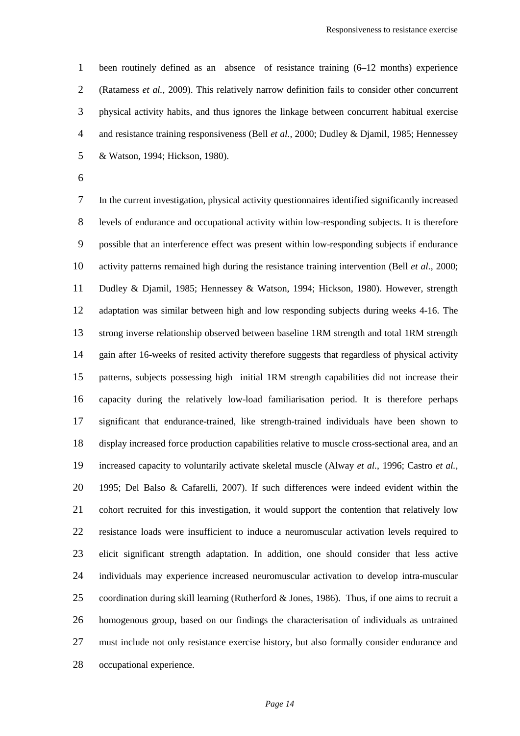been routinely defined as an absence of resistance training (6–12 months) experience (Ratamess *et al.*, 2009). This relatively narrow definition fails to consider other concurrent physical activity habits, and thus ignores the linkage between concurrent habitual exercise and resistance training responsiveness (Bell *et al.*, 2000; Dudley & Djamil, 1985; Hennessey & Watson, 1994; Hickson, 1980).

In the current investigation, physical activity questionnaires identified significantly increased levels of endurance and occupational activity within low-responding subjects. It is therefore possible that an interference effect was present within low-responding subjects if endurance activity patterns remained high during the resistance training intervention (Bell *et al.*, 2000; Dudley & Djamil, 1985; Hennessey & Watson, 1994; Hickson, 1980). However, strength adaptation was similar between high and low responding subjects during weeks 4-16. The strong inverse relationship observed between baseline 1RM strength and total 1RM strength gain after 16-weeks of resited activity therefore suggests that regardless of physical activity patterns, subjects possessing high initial 1RM strength capabilities did not increase their capacity during the relatively low-load familiarisation period. It is therefore perhaps significant that endurance-trained, like strength-trained individuals have been shown to display increased force production capabilities relative to muscle cross-sectional area, and an increased capacity to voluntarily activate skeletal muscle (Alway *et al.*, 1996; Castro *et al.*, 1995; Del Balso & Cafarelli, 2007). If such differences were indeed evident within the cohort recruited for this investigation, it would support the contention that relatively low resistance loads were insufficient to induce a neuromuscular activation levels required to elicit significant strength adaptation. In addition, one should consider that less active individuals may experience increased neuromuscular activation to develop intra-muscular coordination during skill learning (Rutherford & Jones, 1986). Thus, if one aims to recruit a homogenous group, based on our findings the characterisation of individuals as untrained must include not only resistance exercise history, but also formally consider endurance and occupational experience.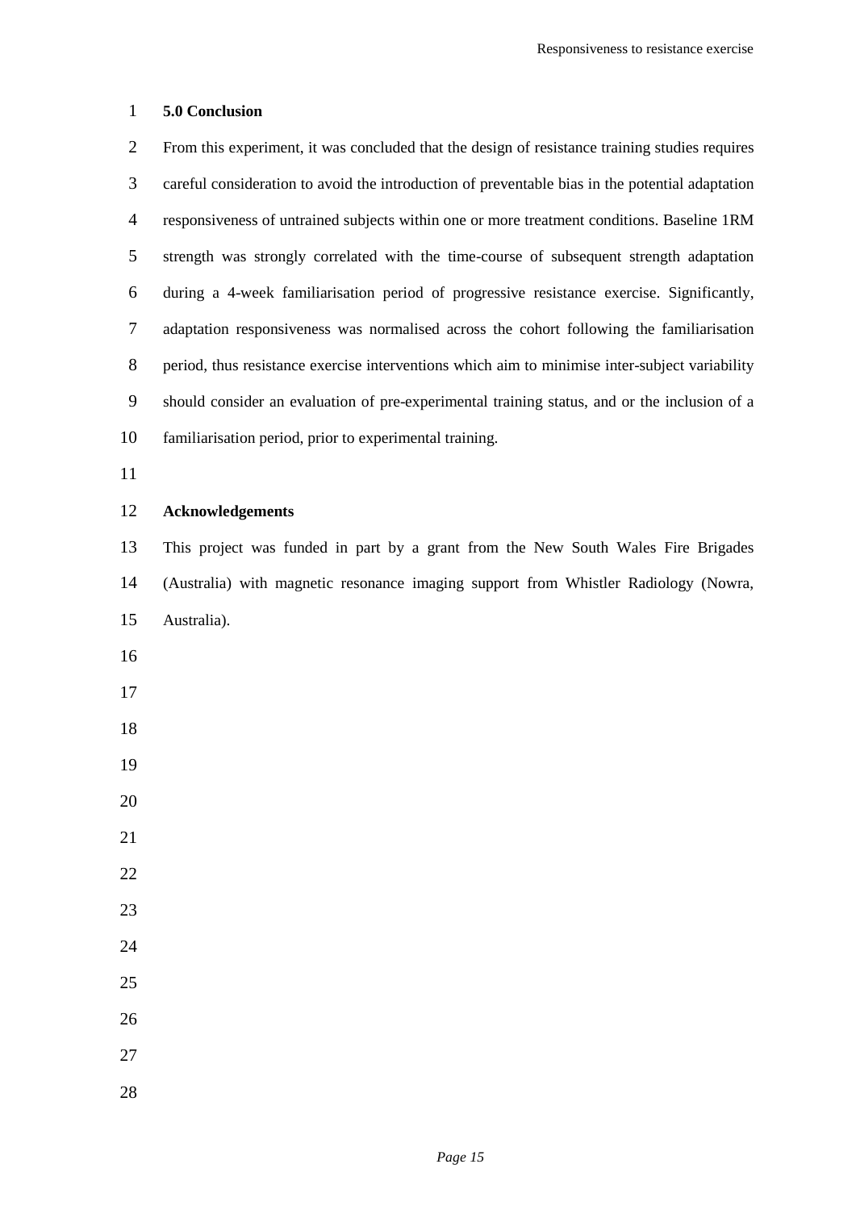## 5.0 Conclusion

From this experiment, it was concluded that the design of resistance training studies requires careful consideration to avoid the introduction of preventable bias in the potential adaptation responsiveness of untrained subjects within one or more treatment conditions. Baseline 1RM strength was strongly correlated with the time-course of subsequent strength adaptation during a 4-week familiarisation period of progressive resistance exercise. Significantly, adaptation responsiveness was normalised across the cohort following the familiarisation period, thus resistance exercise interventions which aim to minimise inter-subject variability should consider an evaluation of pre-experimental training status, and or the inclusion of a familiarisation period, prior to experimental training.

## Acknowledgements

This project was funded in part by a grant from the New South Wales Fire Brigades (Australia) with magnetic resonance imaging support from Whistler Radiology (Nowra, Australia).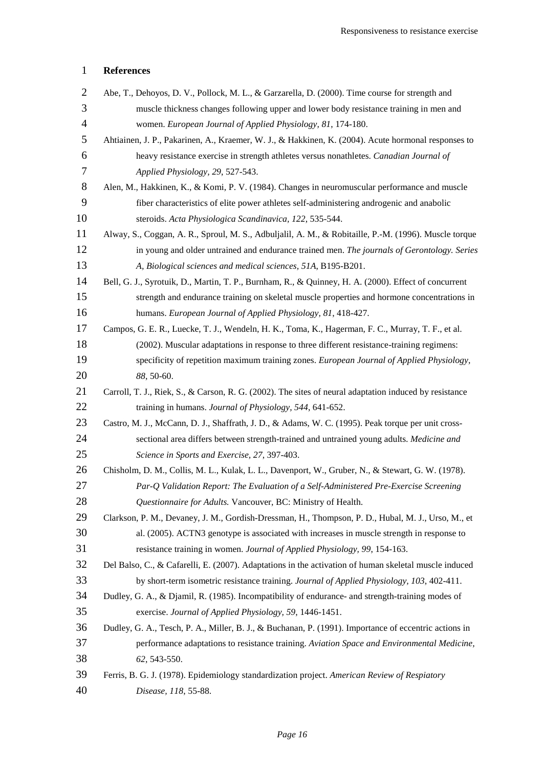# References

Abe, T., Dehoyos, D. V., Pollock, M. L., & Garzarella, D. (2000). Time course for strength and muscle thickness changes following upper and lower body resistance training in men and women. *European Journal of Applied Physiology, 81*, 174-180.

Ahtiainen, J. P., Pakarinen, A., Kraemer, W. J., & Hakkinen, K. (2004). Acute hormonal responses to heavy resistance exercise in strength athletes versus nonathletes. *Canadian Journal of Applied Physiology, 29*, 527-543.

Alen, M., Hakkinen, K., & Komi, P. V. (1984). Changes in neuromuscular performance and muscle fiber characteristics of elite power athletes self-administering androgenic and anabolic steroids. *Acta Physiologica Scandinavica, 122*, 535-544.

Alway, S., Coggan, A. R., Sproul, M. S., Adbuljalil, A. M., & Robitaille, P.-M. (1996). Muscle torque in young and older untrained and endurance trained men. *The journals of Gerontology. Series A, Biological sciences and medical sciences, 51A*, B195-B201.

Bell, G. J., Syrotuik, D., Martin, T. P., Burnham, R., & Quinney, H. A. (2000). Effect of concurrent strength and endurance training on skeletal muscle properties and hormone concentrations in humans. *European Journal of Applied Physiology, 81*, 418-427.

Campos, G. E. R., Luecke, T. J., Wendeln, H. K., Toma, K., Hagerman, F. C., Murray, T. F., et al. (2002). Muscular adaptations in response to three different resistance-training regimens: specificity of repetition maximum training zones. *European Journal of Applied Physiology, 88*, 50-60.

Carroll, T. J., Riek, S., & Carson, R. G. (2002). The sites of neural adaptation induced by resistance training in humans. *Journal of Physiology, 544*, 641-652.

Castro, M. J., McCann, D. J., Shaffrath, J. D., & Adams, W. C. (1995). Peak torque per unit cross-sectional area differs between strength-trained and untrained young adults. *Medicine and Science in Sports and Exercise, 27*, 397-403.

Chisholm, D. M., Collis, M. L., Kulak, L. L., Davenport, W., Gruber, N., & Stewart, G. W. (1978). *Par-Q Validation Report: The Evaluation of a Self-Administered Pre-Exercise Screening Questionnaire for Adults.* Vancouver, BC: Ministry of Health.

Clarkson, P. M., Devaney, J. M., Gordish-Dressman, H., Thompson, P. D., Hubal, M. J., Urso, M., et al. (2005). ACTN3 genotype is associated with increases in muscle strength in response to resistance training in women. *Journal of Applied Physiology, 99*, 154-163.

Del Balso, C., & Cafarelli, E. (2007). Adaptations in the activation of human skeletal muscle induced by short-term isometric resistance training. *Journal of Applied Physiology, 103*, 402-411.

Dudley, G. A., & Djamil, R. (1985). Incompatibility of endurance- and strength-training modes of exercise. *Journal of Applied Physiology, 59*, 1446-1451.

Dudley, G. A., Tesch, P. A., Miller, B. J., & Buchanan, P. (1991). Importance of eccentric actions in performance adaptations to resistance training. *Aviation Space and Environmental Medicine, 62*, 543-550.

Ferris, B. G. J. (1978). Epidemiology standardization project. *American Review of Respiatory Disease, 118*, 55-88.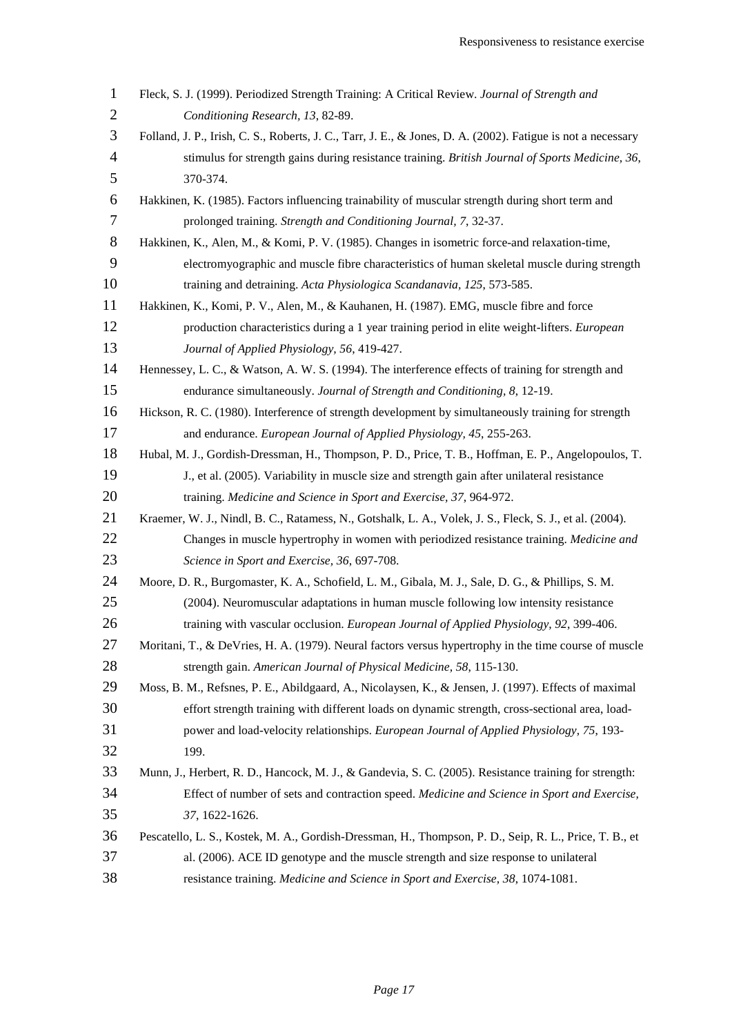Fleck, S. J. (1999). Periodized Strength Training: A Critical Review. *Journal of Strength and Conditioning Research, 13*, 82-89.

Folland, J. P., Irish, C. S., Roberts, J. C., Tarr, J. E., & Jones, D. A. (2002). Fatigue is not a necessary stimulus for strength gains during resistance training. *British Journal of Sports Medicine, 36*, 370-374.

Hakkinen, K. (1985). Factors influencing trainability of muscular strength during short term and prolonged training. *Strength and Conditioning Journal, 7*, 32-37.

Hakkinen, K., Alen, M., & Komi, P. V. (1985). Changes in isometric force-and relaxation-time, electromyographic and muscle fibre characteristics of human skeletal muscle during strength training and detraining. *Acta Physiologica Scandanavia, 125*, 573-585.

Hakkinen, K., Komi, P. V., Alen, M., & Kauhanen, H. (1987). EMG, muscle fibre and force production characteristics during a 1 year training period in elite weight-lifters. *European Journal of Applied Physiology, 56*, 419-427.

Hennessey, L. C., & Watson, A. W. S. (1994). The interference effects of training for strength and endurance simultaneously. *Journal of Strength and Conditioning, 8*, 12-19.

Hickson, R. C. (1980). Interference of strength development by simultaneously training for strength and endurance. *European Journal of Applied Physiology, 45*, 255-263.

Hubal, M. J., Gordish-Dressman, H., Thompson, P. D., Price, T. B., Hoffman, E. P., Angelopoulos, T. J., et al. (2005). Variability in muscle size and strength gain after unilateral resistance training. *Medicine and Science in Sport and Exercise, 37*, 964-972.

Kraemer, W. J., Nindl, B. C., Ratamess, N., Gotshalk, L. A., Volek, J. S., Fleck, S. J., et al. (2004). Changes in muscle hypertrophy in women with periodized resistance training. *Medicine and Science in Sport and Exercise, 36*, 697-708.

Moore, D. R., Burgomaster, K. A., Schofield, L. M., Gibala, M. J., Sale, D. G., & Phillips, S. M. (2004). Neuromuscular adaptations in human muscle following low intensity resistance training with vascular occlusion. *European Journal of Applied Physiology, 92*, 399-406.

Moritani, T., & DeVries, H. A. (1979). Neural factors versus hypertrophy in the time course of muscle strength gain. *American Journal of Physical Medicine, 58*, 115-130.

Moss, B. M., Refsnes, P. E., Abildgaard, A., Nicolaysen, K., & Jensen, J. (1997). Effects of maximal effort strength training with different loads on dynamic strength, cross-sectional area, load-power and load-velocity relationships. *European Journal of Applied Physiology, 75*, 193-199.

Munn, J., Herbert, R. D., Hancock, M. J., & Gandevia, S. C. (2005). Resistance training for strength: Effect of number of sets and contraction speed. *Medicine and Science in Sport and Exercise, 37*, 1622-1626.

Pescatello, L. S., Kostek, M. A., Gordish-Dressman, H., Thompson, P. D., Seip, R. L., Price, T. B., et al. (2006). ACE ID genotype and the muscle strength and size response to unilateral resistance training. *Medicine and Science in Sport and Exercise, 38*, 1074-1081.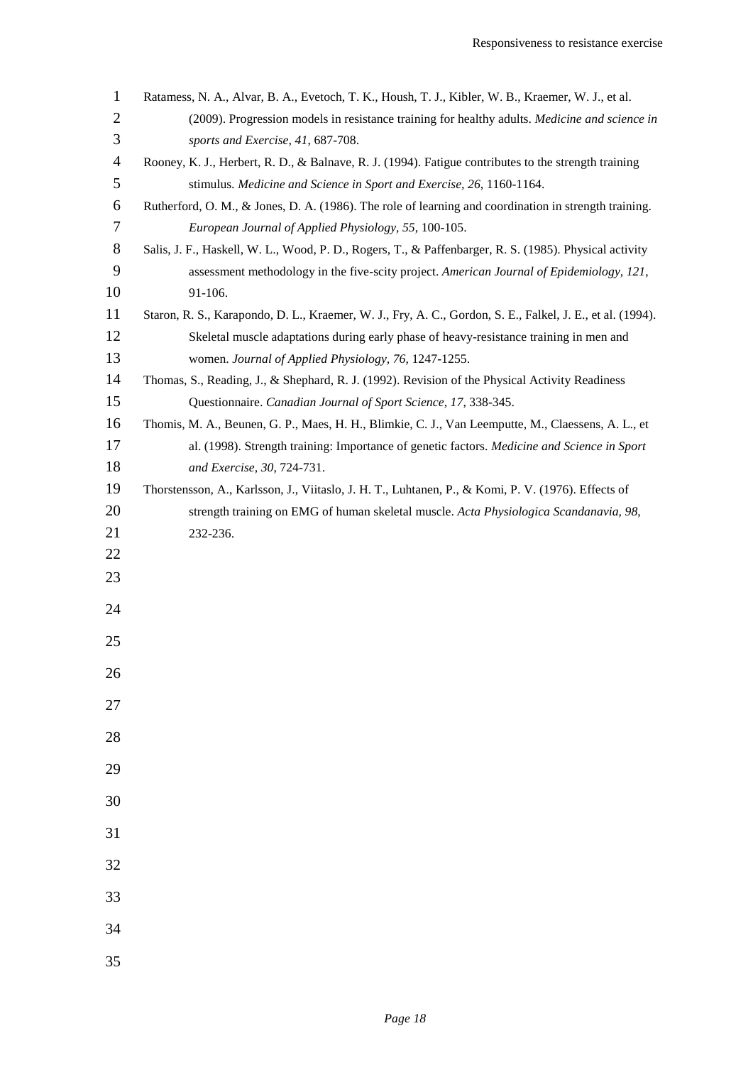Ratamess, N. A., Alvar, B. A., Evetoch, T. K., Housh, T. J., Kibler, W. B., Kraemer, W. J., et al. (2009). Progression models in resistance training for healthy adults. *Medicine and science in sports and Exercise, 41*, 687-708.

Rooney, K. J., Herbert, R. D., & Balnave, R. J. (1994). Fatigue contributes to the strength training stimulus. *Medicine and Science in Sport and Exercise, 26*, 1160-1164.

Rutherford, O. M., & Jones, D. A. (1986). The role of learning and coordination in strength training. *European Journal of Applied Physiology, 55*, 100-105.

Salis, J. F., Haskell, W. L., Wood, P. D., Rogers, T., & Paffenbarger, R. S. (1985). Physical activity assessment methodology in the five-scity project. *American Journal of Epidemiology, 121*, 91-106.

Staron, R. S., Karapondo, D. L., Kraemer, W. J., Fry, A. C., Gordon, S. E., Falkel, J. E., et al. (1994). Skeletal muscle adaptations during early phase of heavy-resistance training in men and women. *Journal of Applied Physiology, 76*, 1247-1255.

Thomas, S., Reading, J., & Shephard, R. J. (1992). Revision of the Physical Activity Readiness Questionnaire. *Canadian Journal of Sport Science, 17*, 338-345.

Thomis, M. A., Beunen, G. P., Maes, H. H., Blimkie, C. J., Van Leemputte, M., Claessens, A. L., et al. (1998). Strength training: Importance of genetic factors. *Medicine and Science in Sport and Exercise, 30*, 724-731.

Thorstensson, A., Karlsson, J., Viitaslo, J. H. T., Luhtanen, P., & Komi, P. V. (1976). Effects of strength training on EMG of human skeletal muscle. *Acta Physiologica Scandanavia, 98*, 232-236.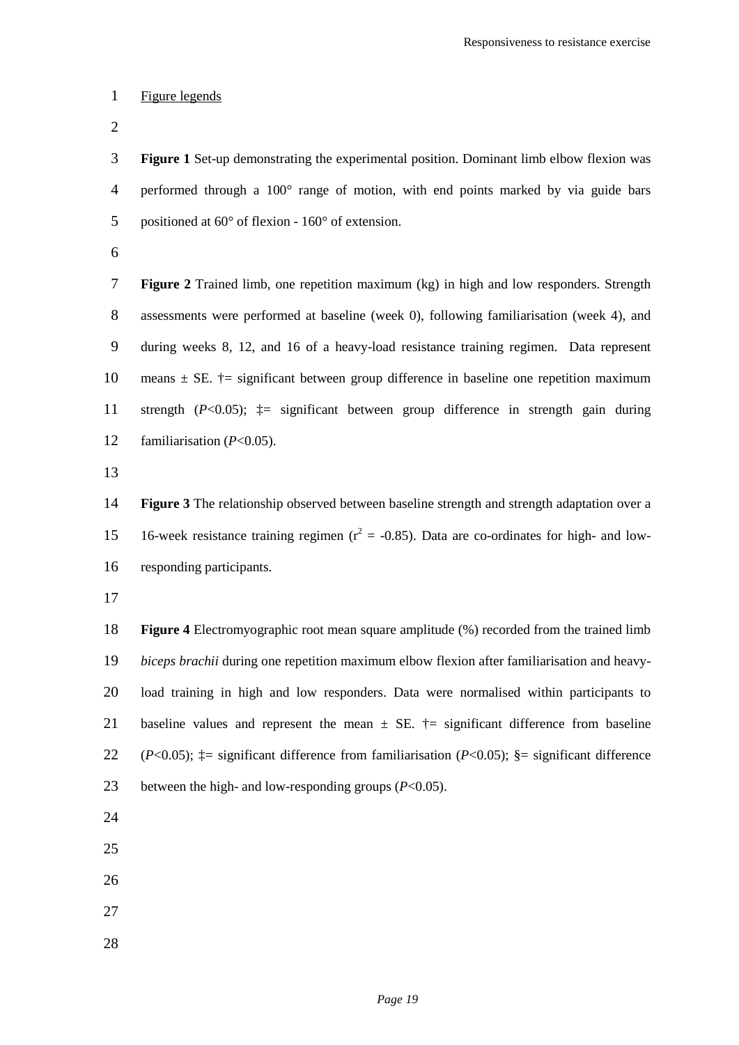Figure legends

**Figure 1** Set-up demonstrating the experimental position. Dominant limb elbow flexion was performed through a 100° range of motion, with end points marked by via guide bars positioned at 60° of flexion - 160° of extension.

**Figure 2** Trained limb, one repetition maximum (kg) in high and low responders. Strength assessments were performed at baseline (week 0), following familiarisation (week 4), and during weeks 8, 12, and 16 of a heavy-load resistance training regimen. Data represent means ± SE. †= significant between group difference in baseline one repetition maximum strength (*P*<0.05); ‡= significant between group difference in strength gain during familiarisation (*P*<0.05).

**Figure 3** The relationship observed between baseline strength and strength adaptation over a 16-week resistance training regimen ($r^2$ = -0.85). Data are co-ordinates for high- and low-responding participants.

**Figure 4** Electromyographic root mean square amplitude (%) recorded from the trained limb *biceps brachii* during one repetition maximum elbow flexion after familiarisation and heavy-load training in high and low responders. Data were normalised within participants to baseline values and represent the mean ± SE. †= significant difference from baseline (*P*<0.05); ‡= significant difference from familiarisation (*P*<0.05); §= significant difference between the high- and low-responding groups (*P*<0.05).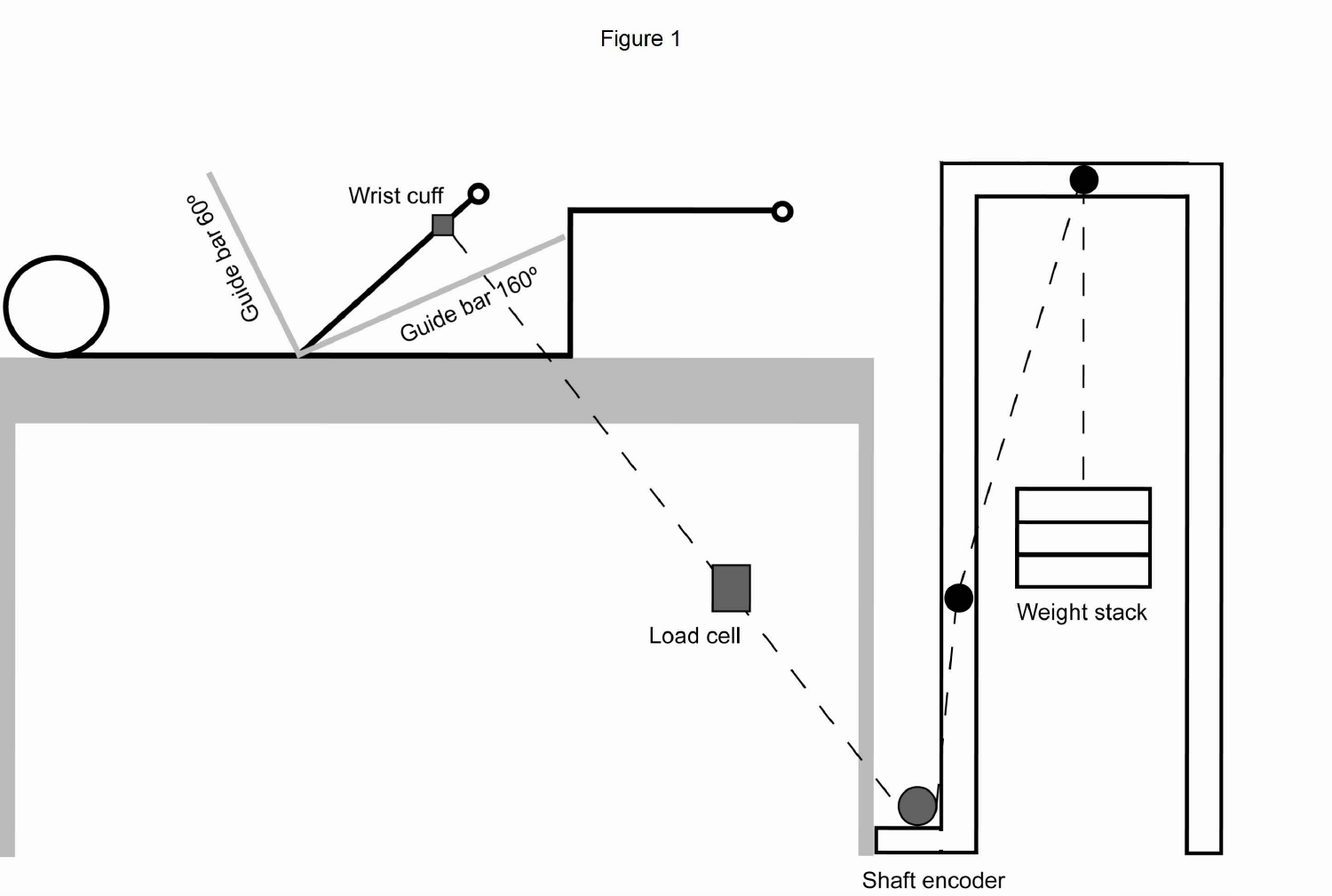Figure 1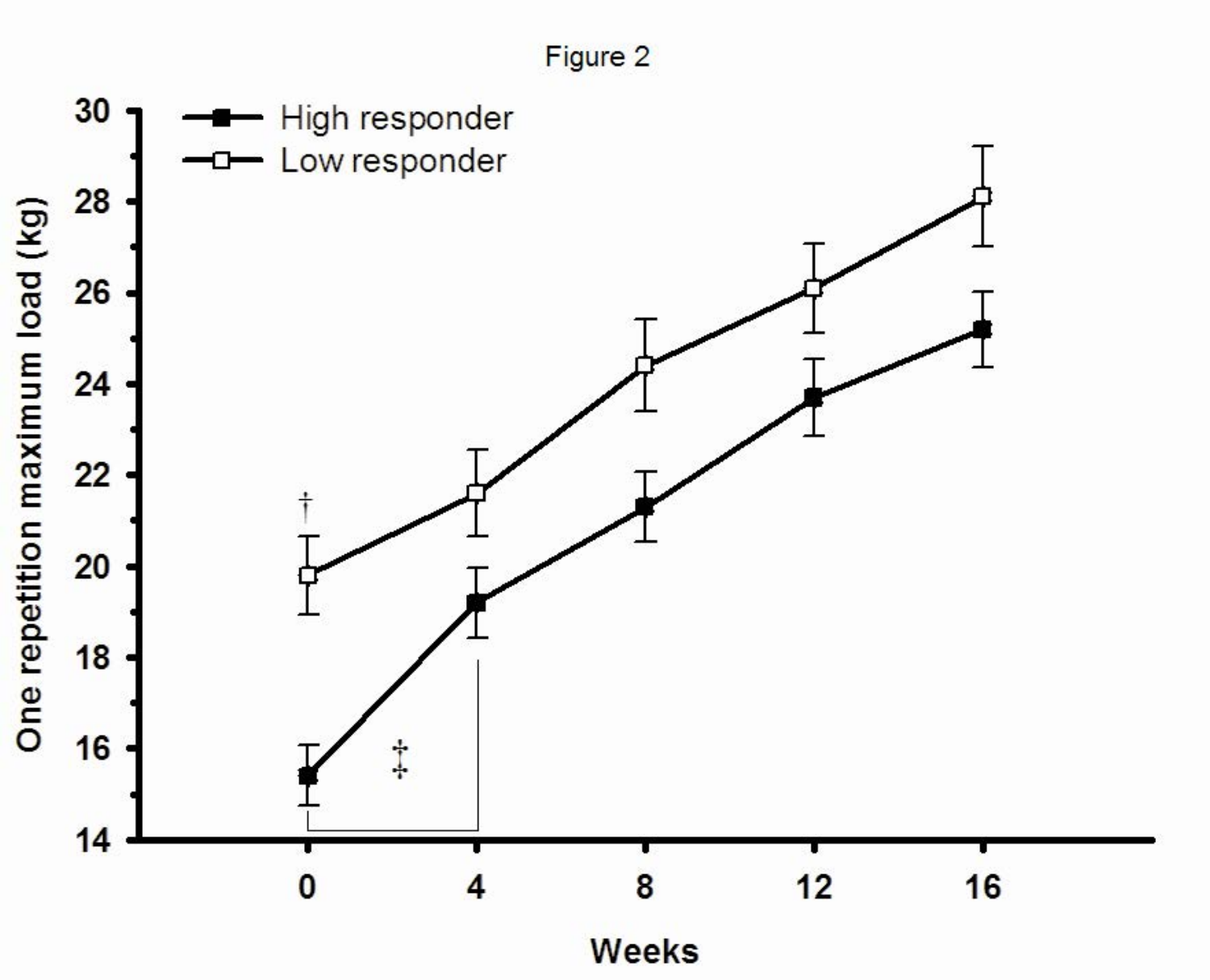Figure 2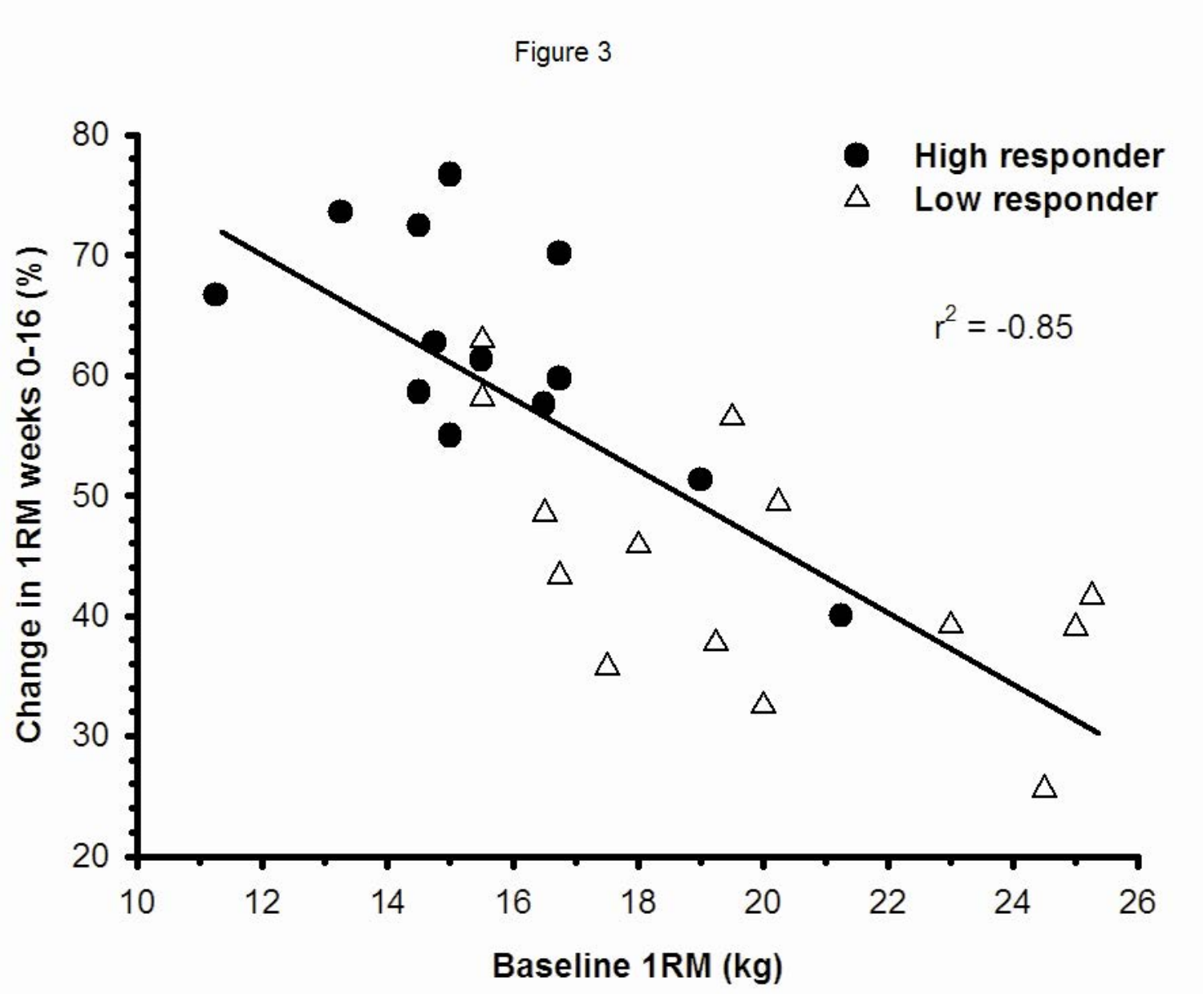Figure 3

Change in 1RM weeks 0-16 (%)

Baseline 1RM (kg)

● High responder

△ Low responder

$r^2 = -0.85$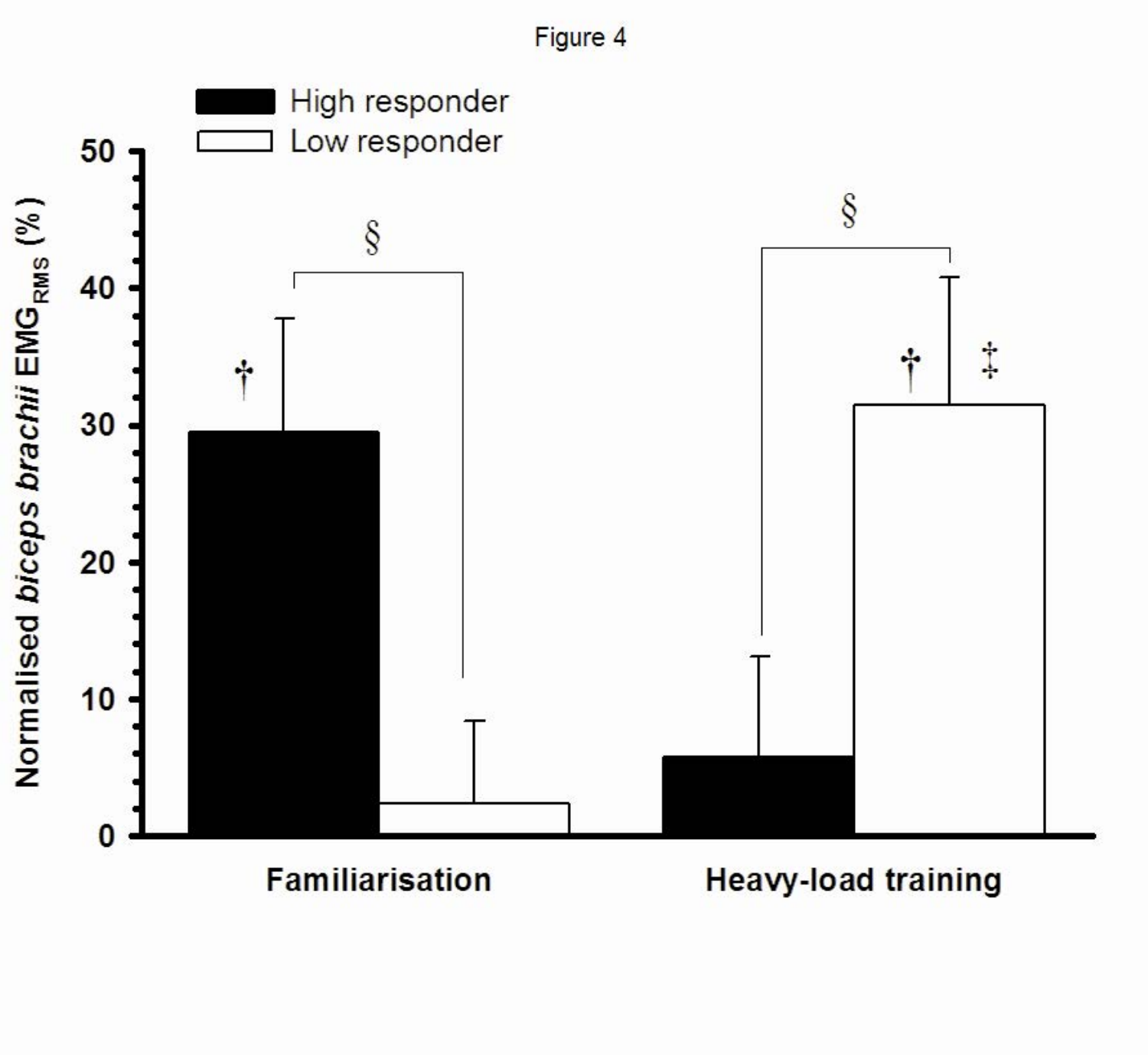Figure 4

High responder
Low responder

Normalised *biceps brachii* $EMG_{RMS}$ (%)

50
40
30
20
10
0

†
§
§
†
‡

Familiarisation
Heavy-load training